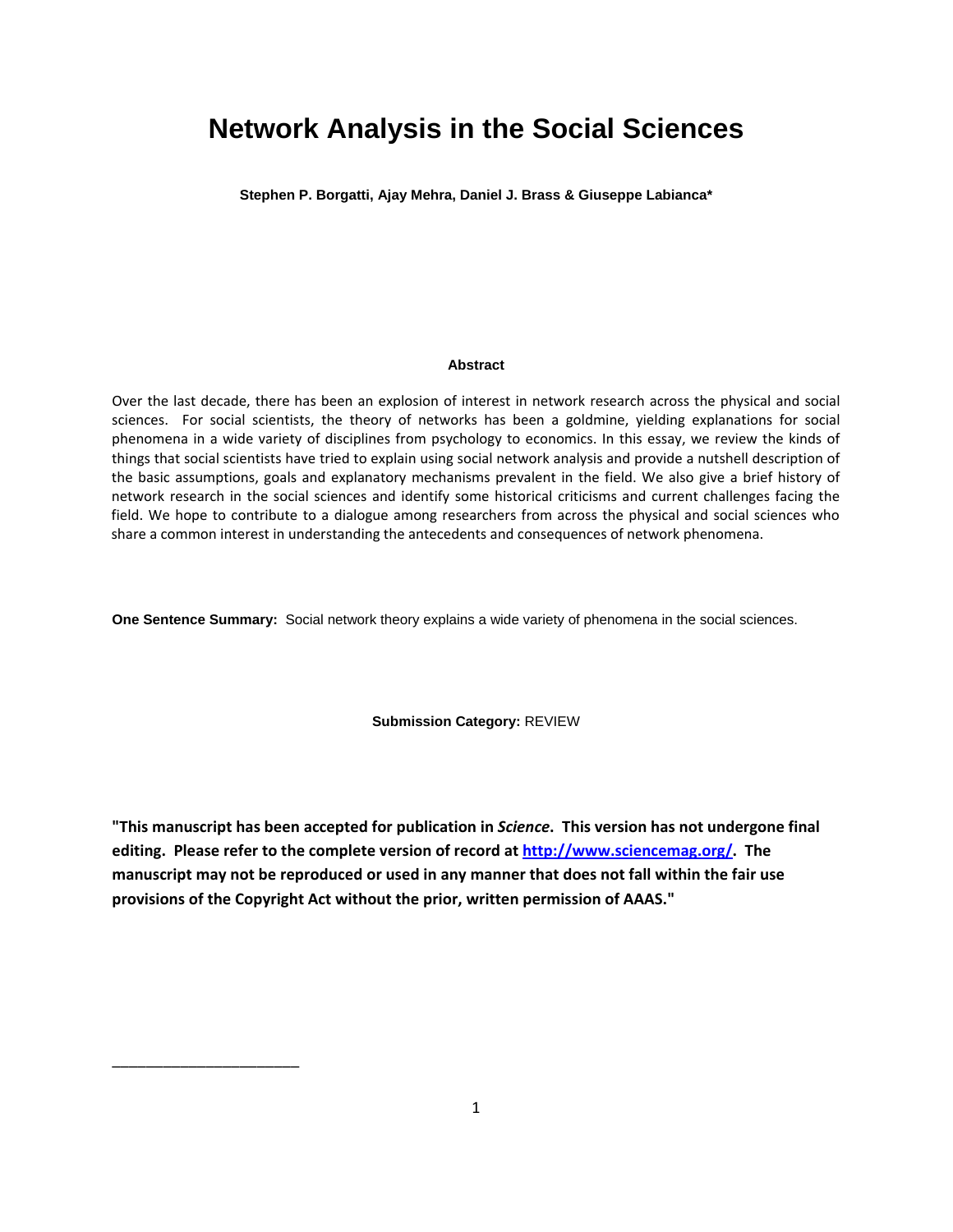# Network Analysis in the Social Sciences

**Stephen P. Borgatti, Ajay Mehra, Daniel J. Brass & Giuseppe Labianca***

**Abstract**

Over the last decade, there has been an explosion of interest in network research across the physical and social sciences. For social scientists, the theory of networks has been a goldmine, yielding explanations for social phenomena in a wide variety of disciplines from psychology to economics. In this essay, we review the kinds of things that social scientists have tried to explain using social network analysis and provide a nutshell description of the basic assumptions, goals and explanatory mechanisms prevalent in the field. We also give a brief history of network research in the social sciences and identify some historical criticisms and current challenges facing the field. We hope to contribute to a dialogue among researchers from across the physical and social sciences who share a common interest in understanding the antecedents and consequences of network phenomena.

**One Sentence Summary:** Social network theory explains a wide variety of phenomena in the social sciences.

**Submission Category:** REVIEW

**"This manuscript has been accepted for publication in *Science*. This version has not undergone final editing. Please refer to the complete version of record at [http://www.sciencemag.org/](http://www.sciencemag.org/). The manuscript may not be reproduced or used in any manner that does not fall within the fair use provisions of the Copyright Act without the prior, written permission of AAAS."**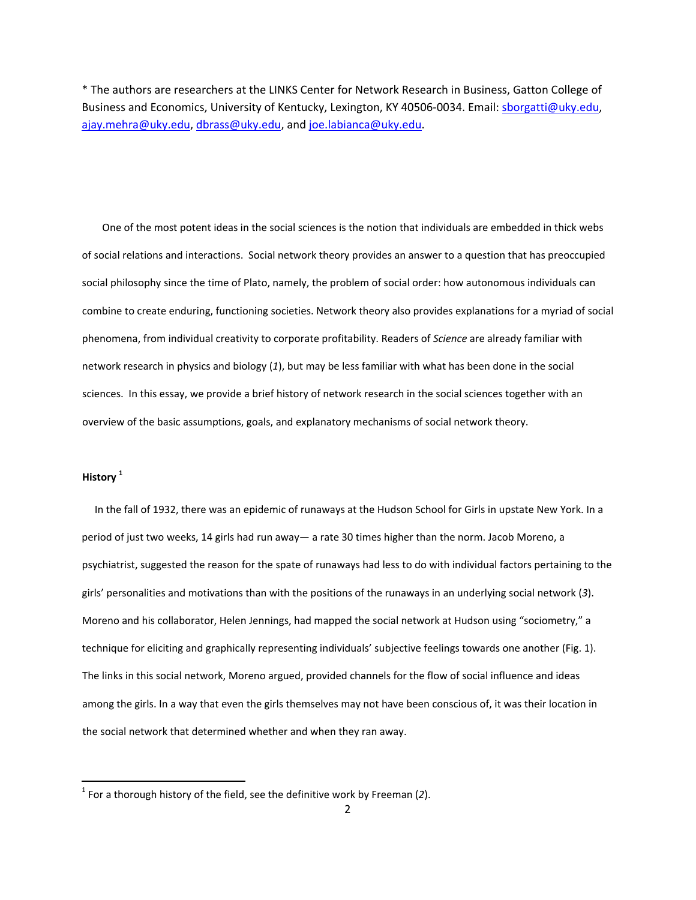* The authors are researchers at the LINKS Center for Network Research in Business, Gatton College of Business and Economics, University of Kentucky, Lexington, KY 40506-0034. Email: sborgatti@uky.edu, ajay.mehra@uky.edu, dbrass@uky.edu, and joe.labianca@uky.edu.

One of the most potent ideas in the social sciences is the notion that individuals are embedded in thick webs of social relations and interactions. Social network theory provides an answer to a question that has preoccupied social philosophy since the time of Plato, namely, the problem of social order: how autonomous individuals can combine to create enduring, functioning societies. Network theory also provides explanations for a myriad of social phenomena, from individual creativity to corporate profitability. Readers of *Science* are already familiar with network research in physics and biology (*1*), but may be less familiar with what has been done in the social sciences. In this essay, we provide a brief history of network research in the social sciences together with an overview of the basic assumptions, goals, and explanatory mechanisms of social network theory.

**History** [1]

In the fall of 1932, there was an epidemic of runaways at the Hudson School for Girls in upstate New York. In a period of just two weeks, 14 girls had run away— a rate 30 times higher than the norm. Jacob Moreno, a psychiatrist, suggested the reason for the spate of runaways had less to do with individual factors pertaining to the girls' personalities and motivations than with the positions of the runaways in an underlying social network (*3*). Moreno and his collaborator, Helen Jennings, had mapped the social network at Hudson using "sociometry," a technique for eliciting and graphically representing individuals' subjective feelings towards one another (Fig. 1). The links in this social network, Moreno argued, provided channels for the flow of social influence and ideas among the girls. In a way that even the girls themselves may not have been conscious of, it was their location in the social network that determined whether and when they ran away.

[1] For a thorough history of the field, see the definitive work by Freeman (*2*).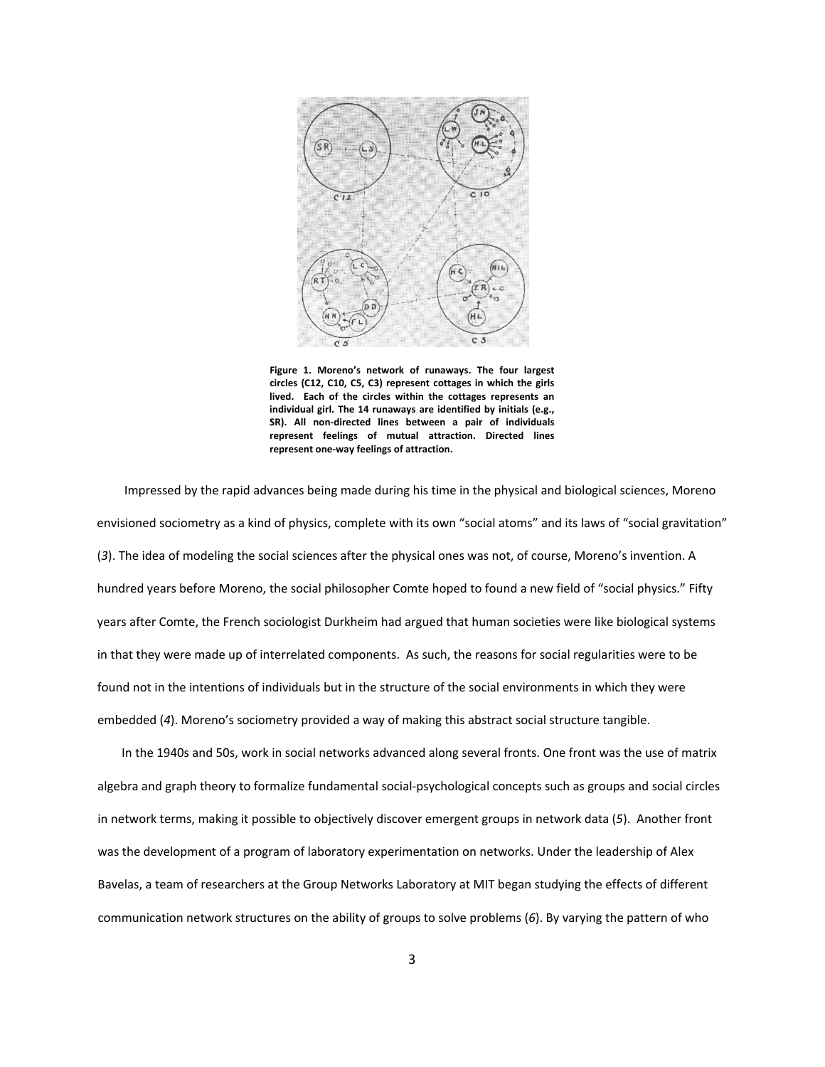**Figure 1. Moreno's network of runaways. The four largest circles (C12, C10, C5, C3) represent cottages in which the girls lived. Each of the circles within the cottages represents an individual girl. The 14 runaways are identified by initials (e.g., SR). All non-directed lines between a pair of individuals represent feelings of mutual attraction. Directed lines represent one-way feelings of attraction.**

Impressed by the rapid advances being made during his time in the physical and biological sciences, Moreno envisioned sociometry as a kind of physics, complete with its own "social atoms" and its laws of "social gravitation" (*3*). The idea of modeling the social sciences after the physical ones was not, of course, Moreno's invention. A hundred years before Moreno, the social philosopher Comte hoped to found a new field of "social physics." Fifty years after Comte, the French sociologist Durkheim had argued that human societies were like biological systems in that they were made up of interrelated components. As such, the reasons for social regularities were to be found not in the intentions of individuals but in the structure of the social environments in which they were embedded (*4*). Moreno's sociometry provided a way of making this abstract social structure tangible.

In the 1940s and 50s, work in social networks advanced along several fronts. One front was the use of matrix algebra and graph theory to formalize fundamental social-psychological concepts such as groups and social circles in network terms, making it possible to objectively discover emergent groups in network data (*5*). Another front was the development of a program of laboratory experimentation on networks. Under the leadership of Alex Bavelas, a team of researchers at the Group Networks Laboratory at MIT began studying the effects of different communication network structures on the ability of groups to solve problems (*6*). By varying the pattern of who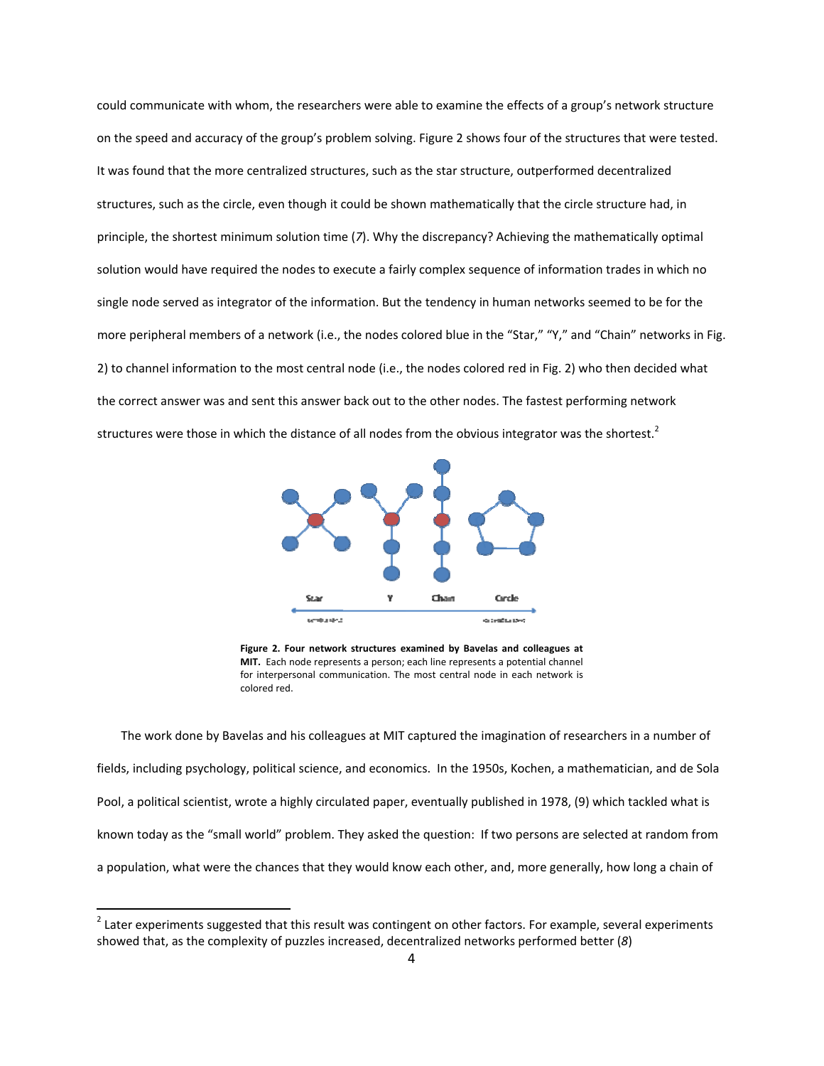could communicate with whom, the researchers were able to examine the effects of a group's network structure on the speed and accuracy of the group's problem solving. Figure 2 shows four of the structures that were tested. It was found that the more centralized structures, such as the star structure, outperformed decentralized structures, such as the circle, even though it could be shown mathematically that the circle structure had, in principle, the shortest minimum solution time (*7*). Why the discrepancy? Achieving the mathematically optimal solution would have required the nodes to execute a fairly complex sequence of information trades in which no single node served as integrator of the information. But the tendency in human networks seemed to be for the more peripheral members of a network (i.e., the nodes colored blue in the "Star," "Y," and "Chain" networks in Fig. 2) to channel information to the most central node (i.e., the nodes colored red in Fig. 2) who then decided what the correct answer was and sent this answer back out to the other nodes. The fastest performing network structures were those in which the distance of all nodes from the obvious integrator was the shortest.[2]

**Figure 2. Four network structures examined by Bavelas and colleagues at MIT.** Each node represents a person; each line represents a potential channel for interpersonal communication. The most central node in each network is colored red.

The work done by Bavelas and his colleagues at MIT captured the imagination of researchers in a number of fields, including psychology, political science, and economics. In the 1950s, Kochen, a mathematician, and de Sola Pool, a political scientist, wrote a highly circulated paper, eventually published in 1978, (9) which tackled what is known today as the "small world" problem. They asked the question: If two persons are selected at random from a population, what were the chances that they would know each other, and, more generally, how long a chain of

---

[2] Later experiments suggested that this result was contingent on other factors. For example, several experiments showed that, as the complexity of puzzles increased, decentralized networks performed better (*8*)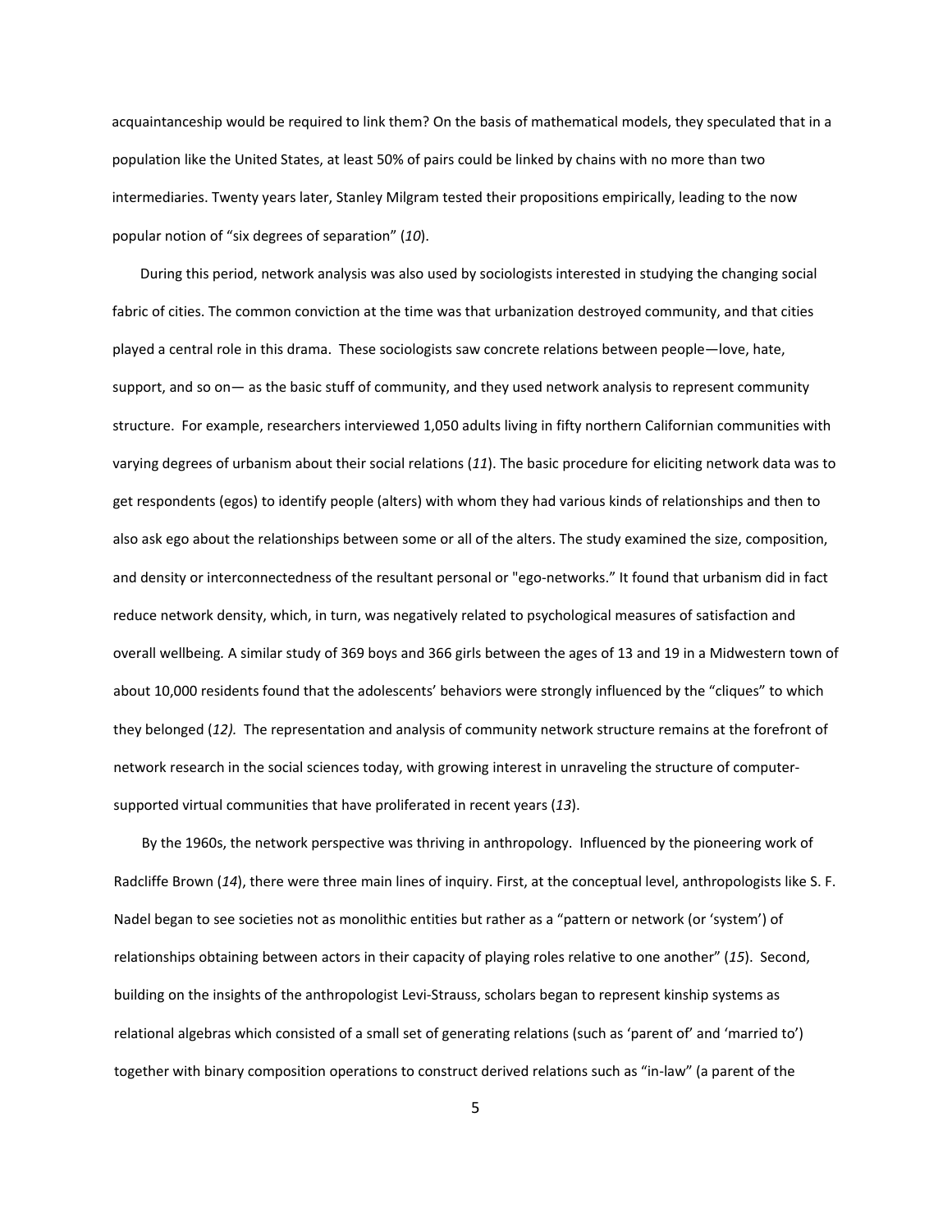acquaintanceship would be required to link them? On the basis of mathematical models, they speculated that in a population like the United States, at least 50% of pairs could be linked by chains with no more than two intermediaries. Twenty years later, Stanley Milgram tested their propositions empirically, leading to the now popular notion of "six degrees of separation" (*10*).

During this period, network analysis was also used by sociologists interested in studying the changing social fabric of cities. The common conviction at the time was that urbanization destroyed community, and that cities played a central role in this drama. These sociologists saw concrete relations between people—love, hate, support, and so on— as the basic stuff of community, and they used network analysis to represent community structure. For example, researchers interviewed 1,050 adults living in fifty northern Californian communities with varying degrees of urbanism about their social relations (*11*). The basic procedure for eliciting network data was to get respondents (egos) to identify people (alters) with whom they had various kinds of relationships and then to also ask ego about the relationships between some or all of the alters. The study examined the size, composition, and density or interconnectedness of the resultant personal or "ego-networks." It found that urbanism did in fact reduce network density, which, in turn, was negatively related to psychological measures of satisfaction and overall wellbeing. A similar study of 369 boys and 366 girls between the ages of 13 and 19 in a Midwestern town of about 10,000 residents found that the adolescents' behaviors were strongly influenced by the "cliques" to which they belonged (*12).* The representation and analysis of community network structure remains at the forefront of network research in the social sciences today, with growing interest in unraveling the structure of computer-supported virtual communities that have proliferated in recent years (*13*).

By the 1960s, the network perspective was thriving in anthropology. Influenced by the pioneering work of Radcliffe Brown (*14*), there were three main lines of inquiry. First, at the conceptual level, anthropologists like S. F. Nadel began to see societies not as monolithic entities but rather as a "pattern or network (or 'system') of relationships obtaining between actors in their capacity of playing roles relative to one another" (*15*). Second, building on the insights of the anthropologist Levi-Strauss, scholars began to represent kinship systems as relational algebras which consisted of a small set of generating relations (such as 'parent of' and 'married to') together with binary composition operations to construct derived relations such as "in-law" (a parent of the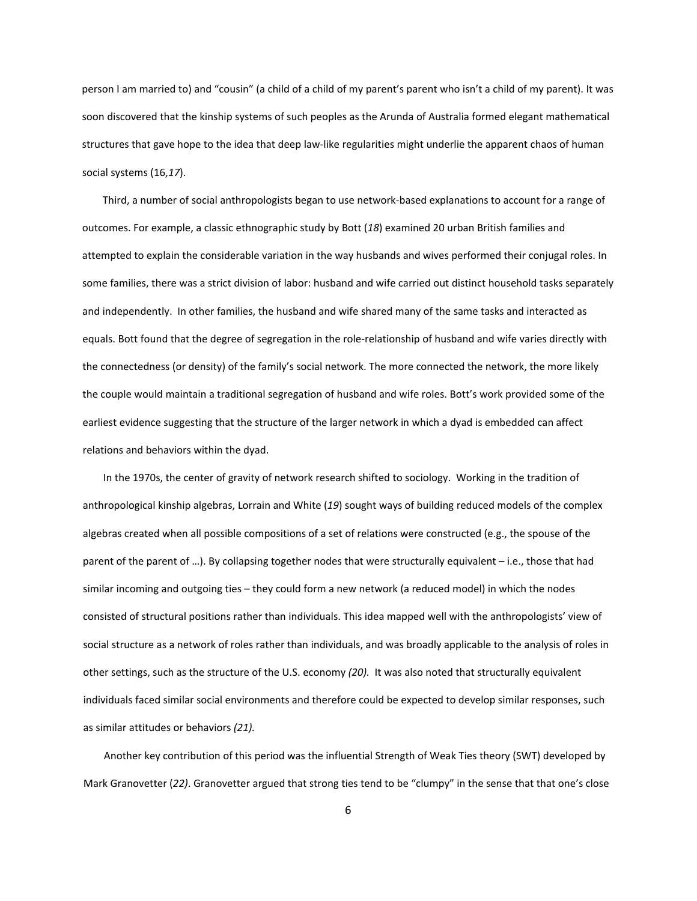person I am married to) and "cousin" (a child of a child of my parent's parent who isn't a child of my parent). It was soon discovered that the kinship systems of such peoples as the Arunda of Australia formed elegant mathematical structures that gave hope to the idea that deep law-like regularities might underlie the apparent chaos of human social systems (16,*17*).

Third, a number of social anthropologists began to use network-based explanations to account for a range of outcomes. For example, a classic ethnographic study by Bott (*18*) examined 20 urban British families and attempted to explain the considerable variation in the way husbands and wives performed their conjugal roles. In some families, there was a strict division of labor: husband and wife carried out distinct household tasks separately and independently. In other families, the husband and wife shared many of the same tasks and interacted as equals. Bott found that the degree of segregation in the role-relationship of husband and wife varies directly with the connectedness (or density) of the family's social network. The more connected the network, the more likely the couple would maintain a traditional segregation of husband and wife roles. Bott's work provided some of the earliest evidence suggesting that the structure of the larger network in which a dyad is embedded can affect relations and behaviors within the dyad.

In the 1970s, the center of gravity of network research shifted to sociology. Working in the tradition of anthropological kinship algebras, Lorrain and White (*19*) sought ways of building reduced models of the complex algebras created when all possible compositions of a set of relations were constructed (e.g., the spouse of the parent of the parent of …). By collapsing together nodes that were structurally equivalent – i.e., those that had similar incoming and outgoing ties – they could form a new network (a reduced model) in which the nodes consisted of structural positions rather than individuals. This idea mapped well with the anthropologists' view of social structure as a network of roles rather than individuals, and was broadly applicable to the analysis of roles in other settings, such as the structure of the U.S. economy *(20)*. It was also noted that structurally equivalent individuals faced similar social environments and therefore could be expected to develop similar responses, such as similar attitudes or behaviors *(21).*

Another key contribution of this period was the influential Strength of Weak Ties theory (SWT) developed by Mark Granovetter (*22)*. Granovetter argued that strong ties tend to be "clumpy" in the sense that that one's close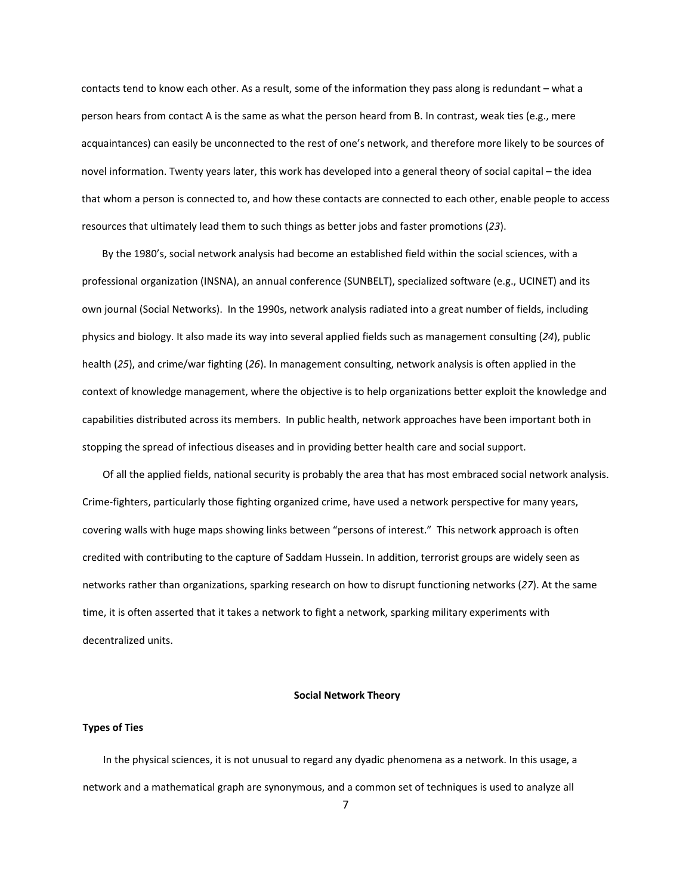contacts tend to know each other. As a result, some of the information they pass along is redundant – what a person hears from contact A is the same as what the person heard from B. In contrast, weak ties (e.g., mere acquaintances) can easily be unconnected to the rest of one's network, and therefore more likely to be sources of novel information. Twenty years later, this work has developed into a general theory of social capital – the idea that whom a person is connected to, and how these contacts are connected to each other, enable people to access resources that ultimately lead them to such things as better jobs and faster promotions (*23*).

By the 1980's, social network analysis had become an established field within the social sciences, with a professional organization (INSNA), an annual conference (SUNBELT), specialized software (e.g., UCINET) and its own journal (Social Networks). In the 1990s, network analysis radiated into a great number of fields, including physics and biology. It also made its way into several applied fields such as management consulting (*24*), public health (*25*), and crime/war fighting (*26*). In management consulting, network analysis is often applied in the context of knowledge management, where the objective is to help organizations better exploit the knowledge and capabilities distributed across its members. In public health, network approaches have been important both in stopping the spread of infectious diseases and in providing better health care and social support.

Of all the applied fields, national security is probably the area that has most embraced social network analysis. Crime-fighters, particularly those fighting organized crime, have used a network perspective for many years, covering walls with huge maps showing links between "persons of interest." This network approach is often credited with contributing to the capture of Saddam Hussein. In addition, terrorist groups are widely seen as networks rather than organizations, sparking research on how to disrupt functioning networks (*27*). At the same time, it is often asserted that it takes a network to fight a network, sparking military experiments with decentralized units.

## Social Network Theory

### Types of Ties

In the physical sciences, it is not unusual to regard any dyadic phenomena as a network. In this usage, a network and a mathematical graph are synonymous, and a common set of techniques is used to analyze all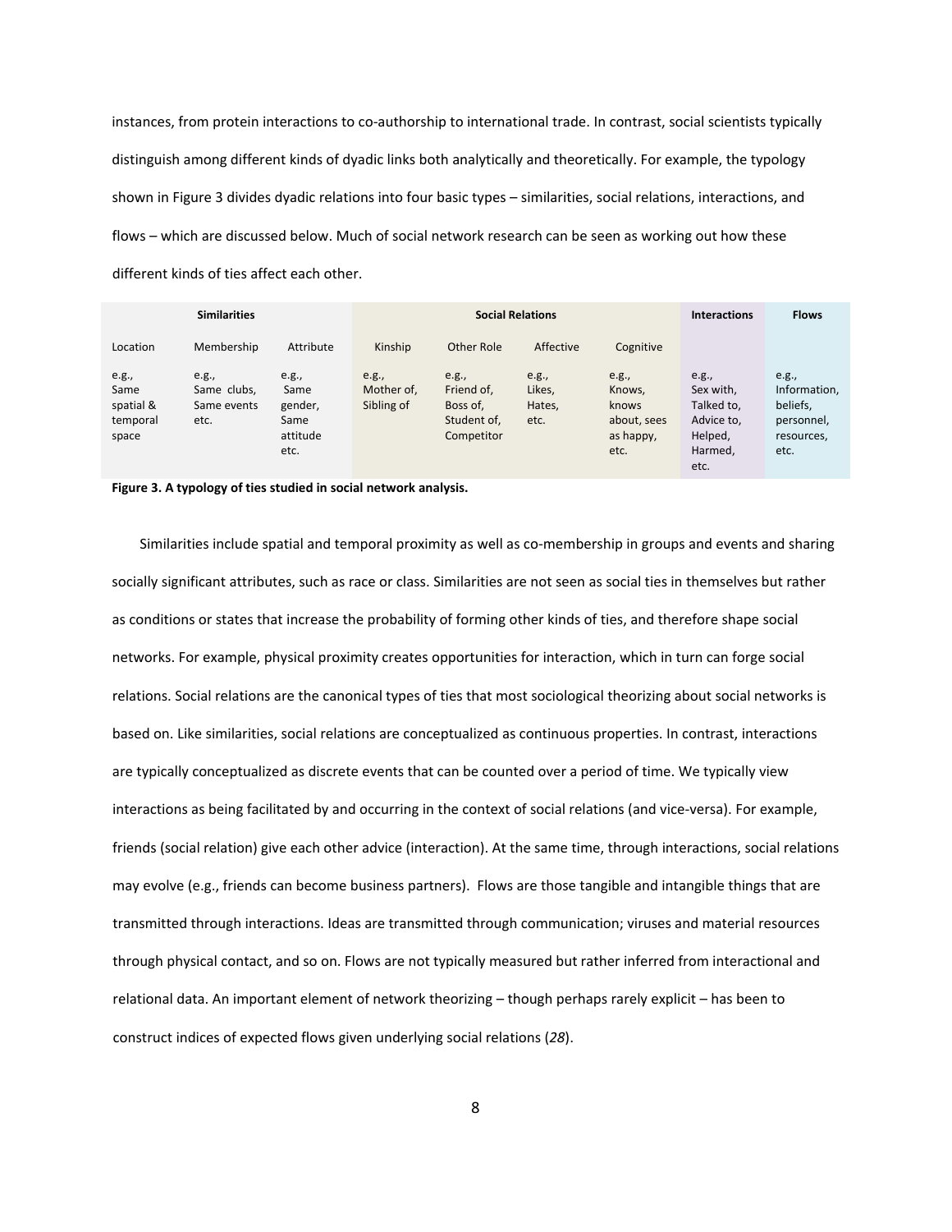instances, from protein interactions to co-authorship to international trade. In contrast, social scientists typically distinguish among different kinds of dyadic links both analytically and theoretically. For example, the typology shown in Figure 3 divides dyadic relations into four basic types – similarities, social relations, interactions, and flows – which are discussed below. Much of social network research can be seen as working out how these different kinds of ties affect each other.

| **Similarities** | | | **Social Relations** | | | | **Interactions** | **Flows** |
|---|---|---|---|---|---|---|---|---|
| Location | Membership | Attribute | Kinship | Other Role | Affective | Cognitive | | |
| e.g., Same spatial & temporal space | e.g., Same clubs, Same events etc. | e.g., Same gender, Same attitude etc. | e.g., Mother of, Sibling of | e.g., Friend of, Boss of, Student of, Competitor | e.g., Likes, Hates, etc. | e.g., Knows, knows about, sees as happy, etc. | e.g., Sex with, Talked to, Advice to, Helped, Harmed, etc. | e.g., Information, beliefs, personnel, resources, etc. |

**Figure 3. A typology of ties studied in social network analysis.**

Similarities include spatial and temporal proximity as well as co-membership in groups and events and sharing socially significant attributes, such as race or class. Similarities are not seen as social ties in themselves but rather as conditions or states that increase the probability of forming other kinds of ties, and therefore shape social networks. For example, physical proximity creates opportunities for interaction, which in turn can forge social relations. Social relations are the canonical types of ties that most sociological theorizing about social networks is based on. Like similarities, social relations are conceptualized as continuous properties. In contrast, interactions are typically conceptualized as discrete events that can be counted over a period of time. We typically view interactions as being facilitated by and occurring in the context of social relations (and vice-versa). For example, friends (social relation) give each other advice (interaction). At the same time, through interactions, social relations may evolve (e.g., friends can become business partners). Flows are those tangible and intangible things that are transmitted through interactions. Ideas are transmitted through communication; viruses and material resources through physical contact, and so on. Flows are not typically measured but rather inferred from interactional and relational data. An important element of network theorizing – though perhaps rarely explicit – has been to construct indices of expected flows given underlying social relations (*28*).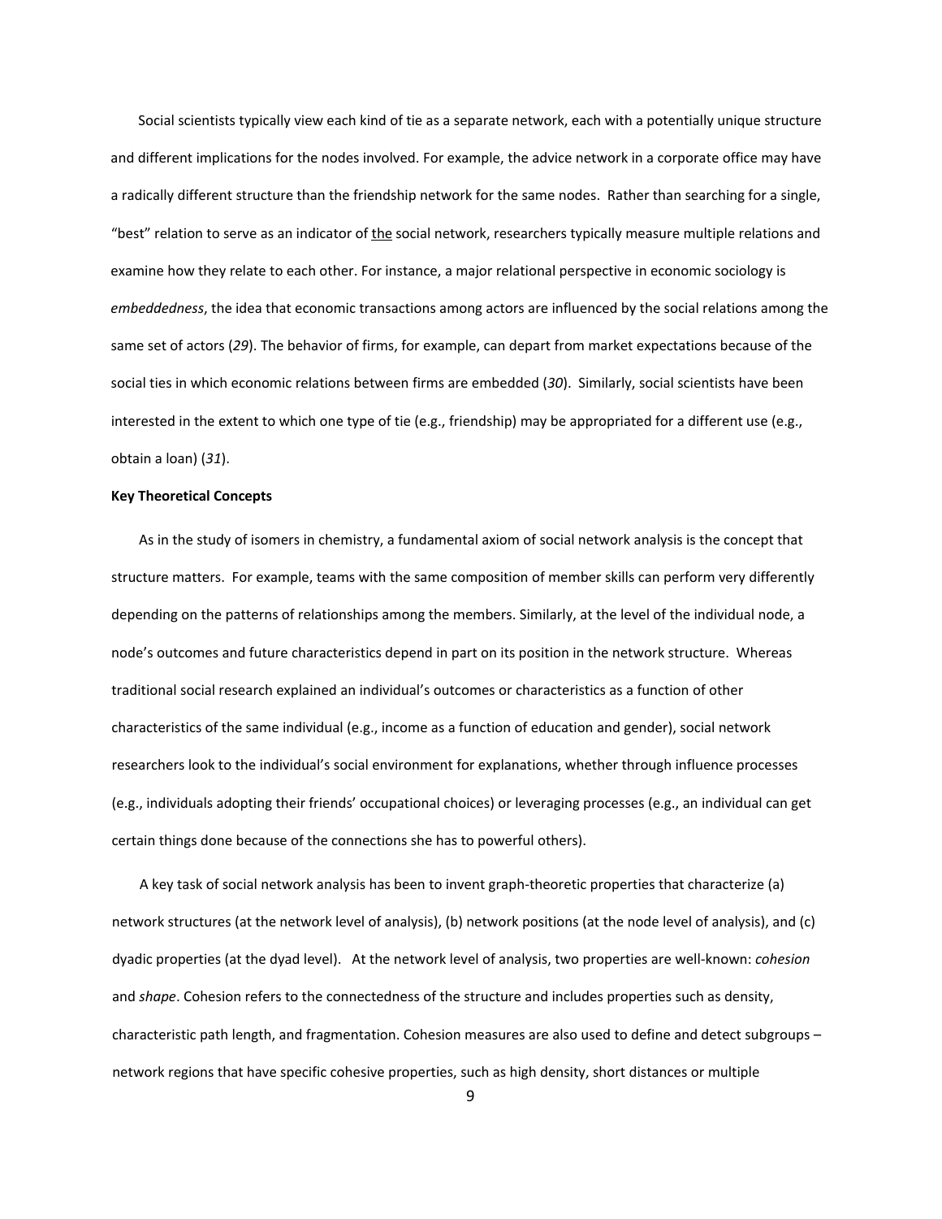Social scientists typically view each kind of tie as a separate network, each with a potentially unique structure and different implications for the nodes involved. For example, the advice network in a corporate office may have a radically different structure than the friendship network for the same nodes. Rather than searching for a single, "best" relation to serve as an indicator of <u>the</u> social network, researchers typically measure multiple relations and examine how they relate to each other. For instance, a major relational perspective in economic sociology is *embeddedness*, the idea that economic transactions among actors are influenced by the social relations among the same set of actors (*29*). The behavior of firms, for example, can depart from market expectations because of the social ties in which economic relations between firms are embedded (*30*). Similarly, social scientists have been interested in the extent to which one type of tie (e.g., friendship) may be appropriated for a different use (e.g., obtain a loan) (*31*).

**Key Theoretical Concepts**

As in the study of isomers in chemistry, a fundamental axiom of social network analysis is the concept that structure matters. For example, teams with the same composition of member skills can perform very differently depending on the patterns of relationships among the members. Similarly, at the level of the individual node, a node's outcomes and future characteristics depend in part on its position in the network structure. Whereas traditional social research explained an individual's outcomes or characteristics as a function of other characteristics of the same individual (e.g., income as a function of education and gender), social network researchers look to the individual's social environment for explanations, whether through influence processes (e.g., individuals adopting their friends' occupational choices) or leveraging processes (e.g., an individual can get certain things done because of the connections she has to powerful others).

A key task of social network analysis has been to invent graph-theoretic properties that characterize (a) network structures (at the network level of analysis), (b) network positions (at the node level of analysis), and (c) dyadic properties (at the dyad level). At the network level of analysis, two properties are well-known: *cohesion* and *shape*. Cohesion refers to the connectedness of the structure and includes properties such as density, characteristic path length, and fragmentation. Cohesion measures are also used to define and detect subgroups – network regions that have specific cohesive properties, such as high density, short distances or multiple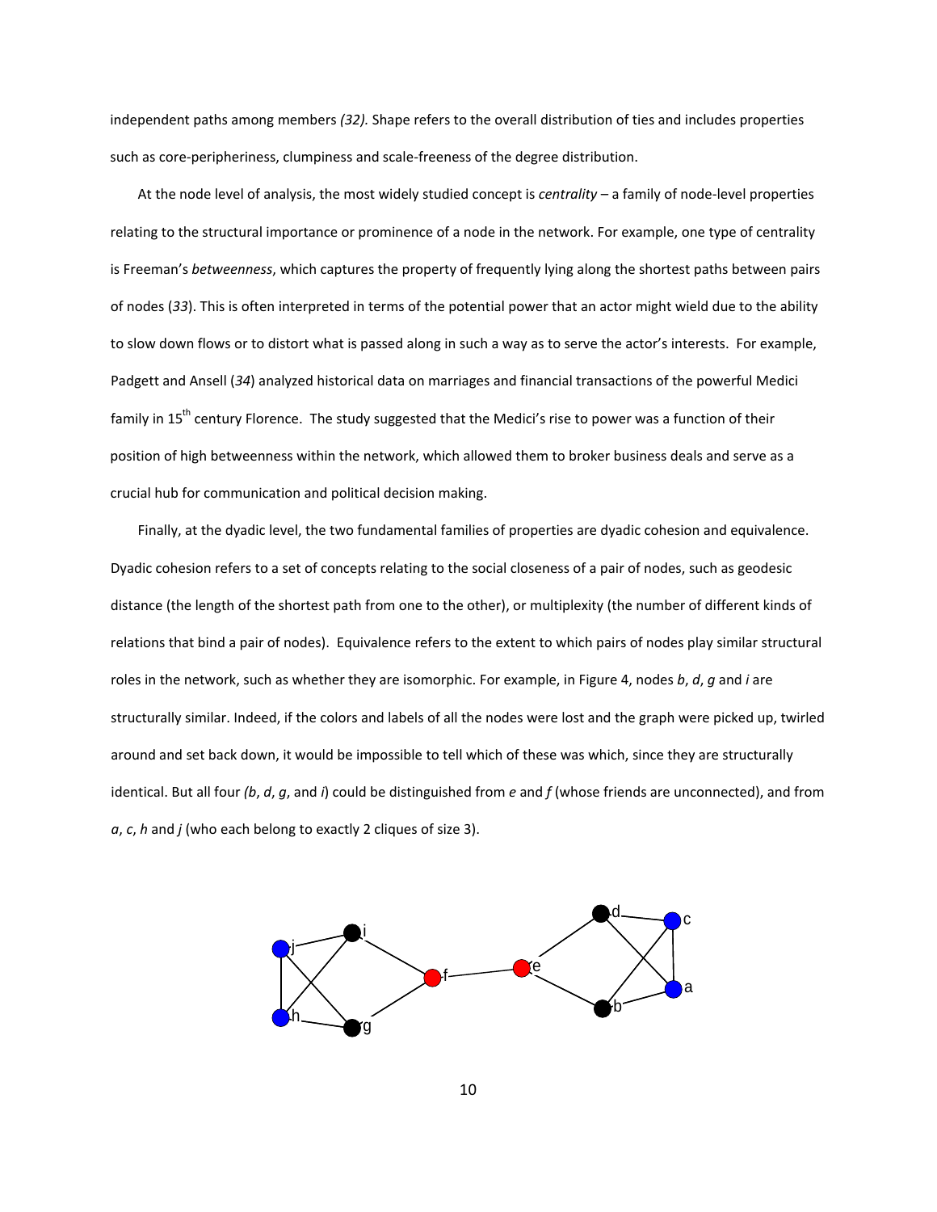independent paths among members *(32).* Shape refers to the overall distribution of ties and includes properties such as core-peripheriness, clumpiness and scale-freeness of the degree distribution.

At the node level of analysis, the most widely studied concept is *centrality* – a family of node-level properties relating to the structural importance or prominence of a node in the network. For example, one type of centrality is Freeman's *betweenness*, which captures the property of frequently lying along the shortest paths between pairs of nodes (*33*). This is often interpreted in terms of the potential power that an actor might wield due to the ability to slow down flows or to distort what is passed along in such a way as to serve the actor's interests. For example, Padgett and Ansell (*34*) analyzed historical data on marriages and financial transactions of the powerful Medici family in 15th century Florence. The study suggested that the Medici's rise to power was a function of their position of high betweenness within the network, which allowed them to broker business deals and serve as a crucial hub for communication and political decision making.

Finally, at the dyadic level, the two fundamental families of properties are dyadic cohesion and equivalence. Dyadic cohesion refers to a set of concepts relating to the social closeness of a pair of nodes, such as geodesic distance (the length of the shortest path from one to the other), or multiplexity (the number of different kinds of relations that bind a pair of nodes). Equivalence refers to the extent to which pairs of nodes play similar structural roles in the network, such as whether they are isomorphic. For example, in Figure 4, nodes *b*, *d*, *g* and *i* are structurally similar. Indeed, if the colors and labels of all the nodes were lost and the graph were picked up, twirled around and set back down, it would be impossible to tell which of these was which, since they are structurally identical. But all four *(b*, *d*, *g*, and *i*) could be distinguished from *e* and *f* (whose friends are unconnected), and from *a*, *c*, *h* and *j* (who each belong to exactly 2 cliques of size 3).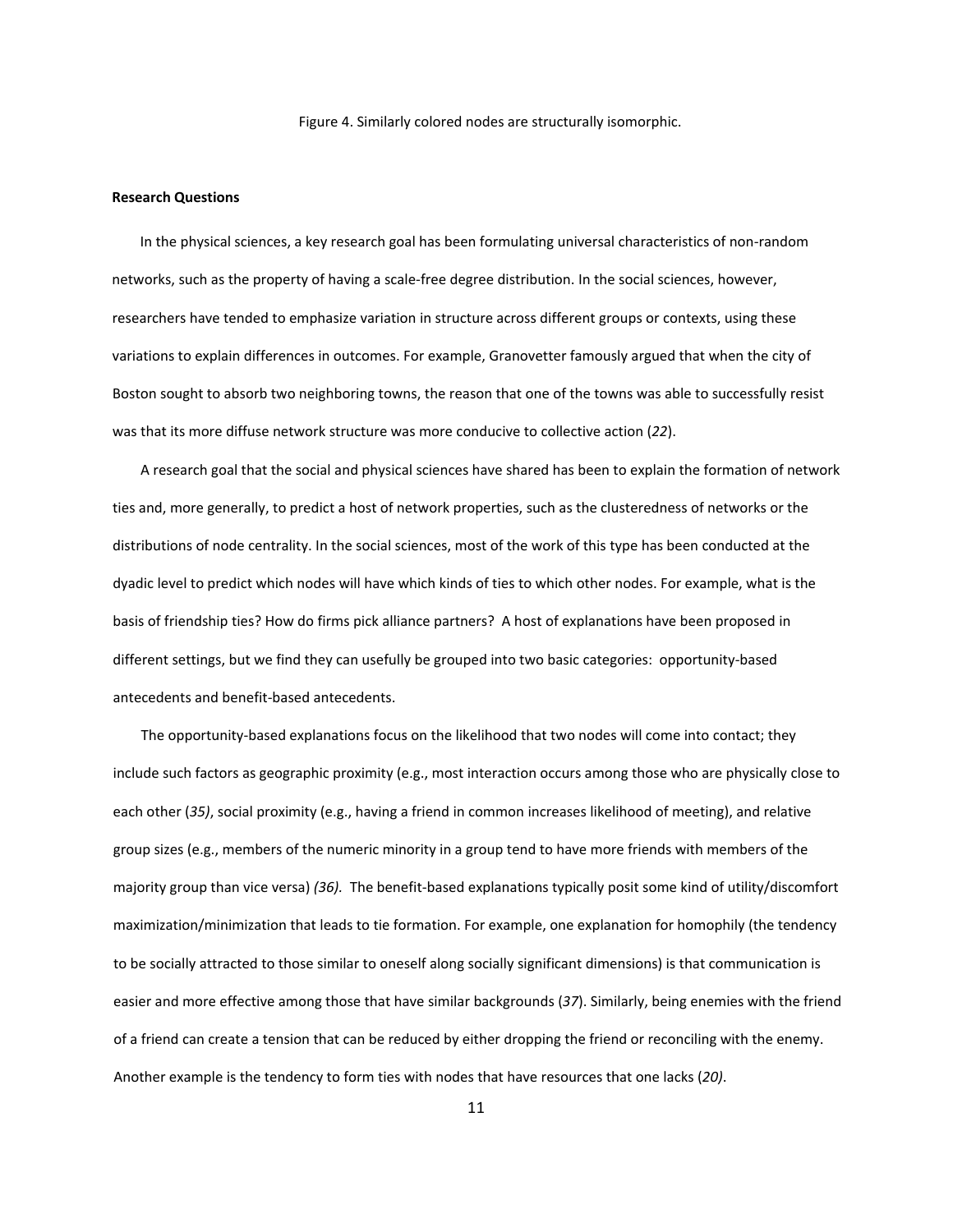Figure 4. Similarly colored nodes are structurally isomorphic.

**Research Questions**

In the physical sciences, a key research goal has been formulating universal characteristics of non-random networks, such as the property of having a scale-free degree distribution. In the social sciences, however, researchers have tended to emphasize variation in structure across different groups or contexts, using these variations to explain differences in outcomes. For example, Granovetter famously argued that when the city of Boston sought to absorb two neighboring towns, the reason that one of the towns was able to successfully resist was that its more diffuse network structure was more conducive to collective action (*22*).

A research goal that the social and physical sciences have shared has been to explain the formation of network ties and, more generally, to predict a host of network properties, such as the clusteredness of networks or the distributions of node centrality. In the social sciences, most of the work of this type has been conducted at the dyadic level to predict which nodes will have which kinds of ties to which other nodes. For example, what is the basis of friendship ties? How do firms pick alliance partners? A host of explanations have been proposed in different settings, but we find they can usefully be grouped into two basic categories: opportunity-based antecedents and benefit-based antecedents.

The opportunity-based explanations focus on the likelihood that two nodes will come into contact; they include such factors as geographic proximity (e.g., most interaction occurs among those who are physically close to each other (*35)*, social proximity (e.g., having a friend in common increases likelihood of meeting), and relative group sizes (e.g., members of the numeric minority in a group tend to have more friends with members of the majority group than vice versa) *(36).* The benefit-based explanations typically posit some kind of utility/discomfort maximization/minimization that leads to tie formation. For example, one explanation for homophily (the tendency to be socially attracted to those similar to oneself along socially significant dimensions) is that communication is easier and more effective among those that have similar backgrounds (*37*). Similarly, being enemies with the friend of a friend can create a tension that can be reduced by either dropping the friend or reconciling with the enemy. Another example is the tendency to form ties with nodes that have resources that one lacks (*20)*.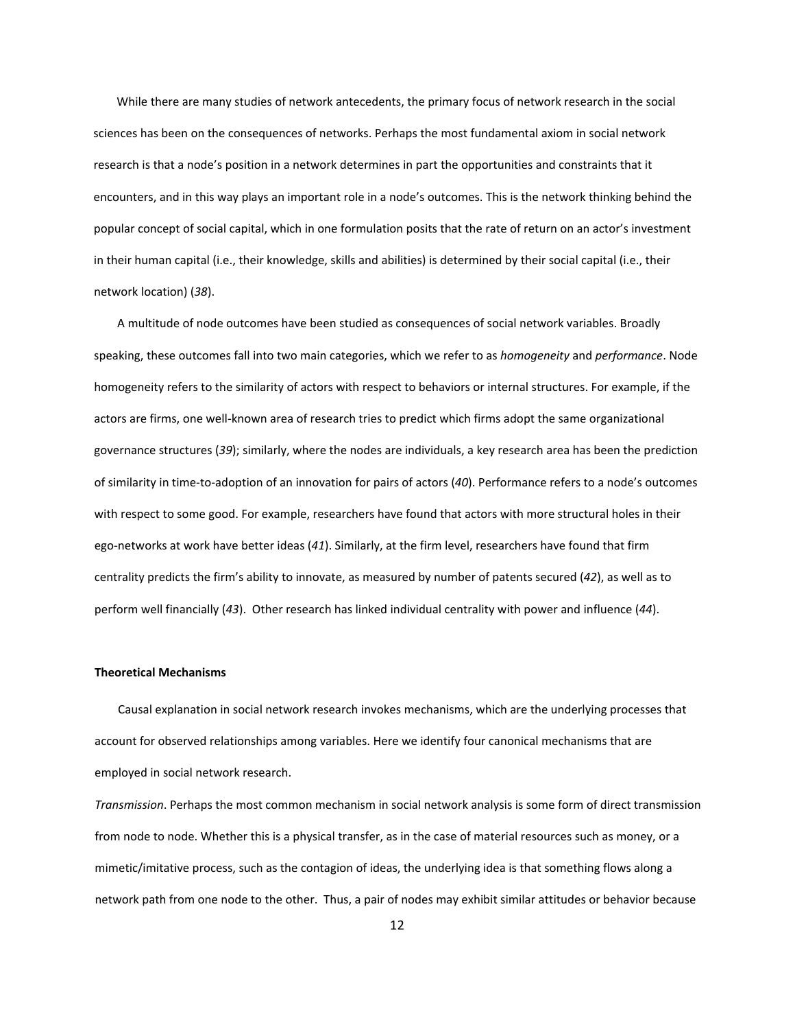While there are many studies of network antecedents, the primary focus of network research in the social sciences has been on the consequences of networks. Perhaps the most fundamental axiom in social network research is that a node's position in a network determines in part the opportunities and constraints that it encounters, and in this way plays an important role in a node's outcomes. This is the network thinking behind the popular concept of social capital, which in one formulation posits that the rate of return on an actor's investment in their human capital (i.e., their knowledge, skills and abilities) is determined by their social capital (i.e., their network location) (*38*).

A multitude of node outcomes have been studied as consequences of social network variables. Broadly speaking, these outcomes fall into two main categories, which we refer to as *homogeneity* and *performance*. Node homogeneity refers to the similarity of actors with respect to behaviors or internal structures. For example, if the actors are firms, one well-known area of research tries to predict which firms adopt the same organizational governance structures (*39*); similarly, where the nodes are individuals, a key research area has been the prediction of similarity in time-to-adoption of an innovation for pairs of actors (*40*). Performance refers to a node's outcomes with respect to some good. For example, researchers have found that actors with more structural holes in their ego-networks at work have better ideas (*41*). Similarly, at the firm level, researchers have found that firm centrality predicts the firm's ability to innovate, as measured by number of patents secured (*42*), as well as to perform well financially (*43*). Other research has linked individual centrality with power and influence (*44*).

**Theoretical Mechanisms**

Causal explanation in social network research invokes mechanisms, which are the underlying processes that account for observed relationships among variables. Here we identify four canonical mechanisms that are employed in social network research.

*Transmission*. Perhaps the most common mechanism in social network analysis is some form of direct transmission from node to node. Whether this is a physical transfer, as in the case of material resources such as money, or a mimetic/imitative process, such as the contagion of ideas, the underlying idea is that something flows along a network path from one node to the other. Thus, a pair of nodes may exhibit similar attitudes or behavior because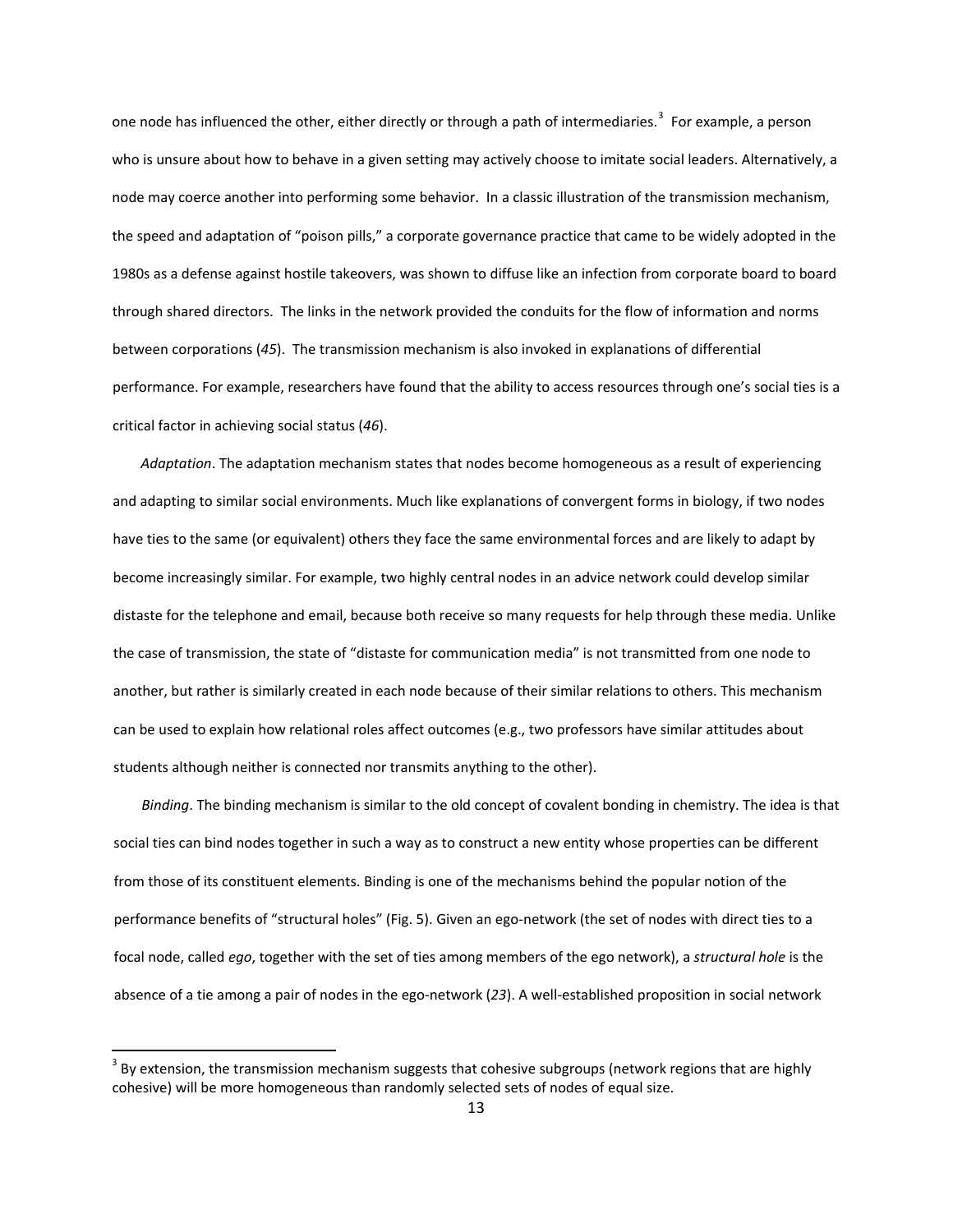one node has influenced the other, either directly or through a path of intermediaries.[3] For example, a person who is unsure about how to behave in a given setting may actively choose to imitate social leaders. Alternatively, a node may coerce another into performing some behavior. In a classic illustration of the transmission mechanism, the speed and adaptation of "poison pills," a corporate governance practice that came to be widely adopted in the 1980s as a defense against hostile takeovers, was shown to diffuse like an infection from corporate board to board through shared directors. The links in the network provided the conduits for the flow of information and norms between corporations (*45*). The transmission mechanism is also invoked in explanations of differential performance. For example, researchers have found that the ability to access resources through one's social ties is a critical factor in achieving social status (*46*).

*Adaptation*. The adaptation mechanism states that nodes become homogeneous as a result of experiencing and adapting to similar social environments. Much like explanations of convergent forms in biology, if two nodes have ties to the same (or equivalent) others they face the same environmental forces and are likely to adapt by become increasingly similar. For example, two highly central nodes in an advice network could develop similar distaste for the telephone and email, because both receive so many requests for help through these media. Unlike the case of transmission, the state of "distaste for communication media" is not transmitted from one node to another, but rather is similarly created in each node because of their similar relations to others. This mechanism can be used to explain how relational roles affect outcomes (e.g., two professors have similar attitudes about students although neither is connected nor transmits anything to the other).

*Binding*. The binding mechanism is similar to the old concept of covalent bonding in chemistry. The idea is that social ties can bind nodes together in such a way as to construct a new entity whose properties can be different from those of its constituent elements. Binding is one of the mechanisms behind the popular notion of the performance benefits of "structural holes" (Fig. 5). Given an ego-network (the set of nodes with direct ties to a focal node, called *ego*, together with the set of ties among members of the ego network), a *structural hole* is the absence of a tie among a pair of nodes in the ego-network (*23*). A well-established proposition in social network

---

[3] By extension, the transmission mechanism suggests that cohesive subgroups (network regions that are highly cohesive) will be more homogeneous than randomly selected sets of nodes of equal size.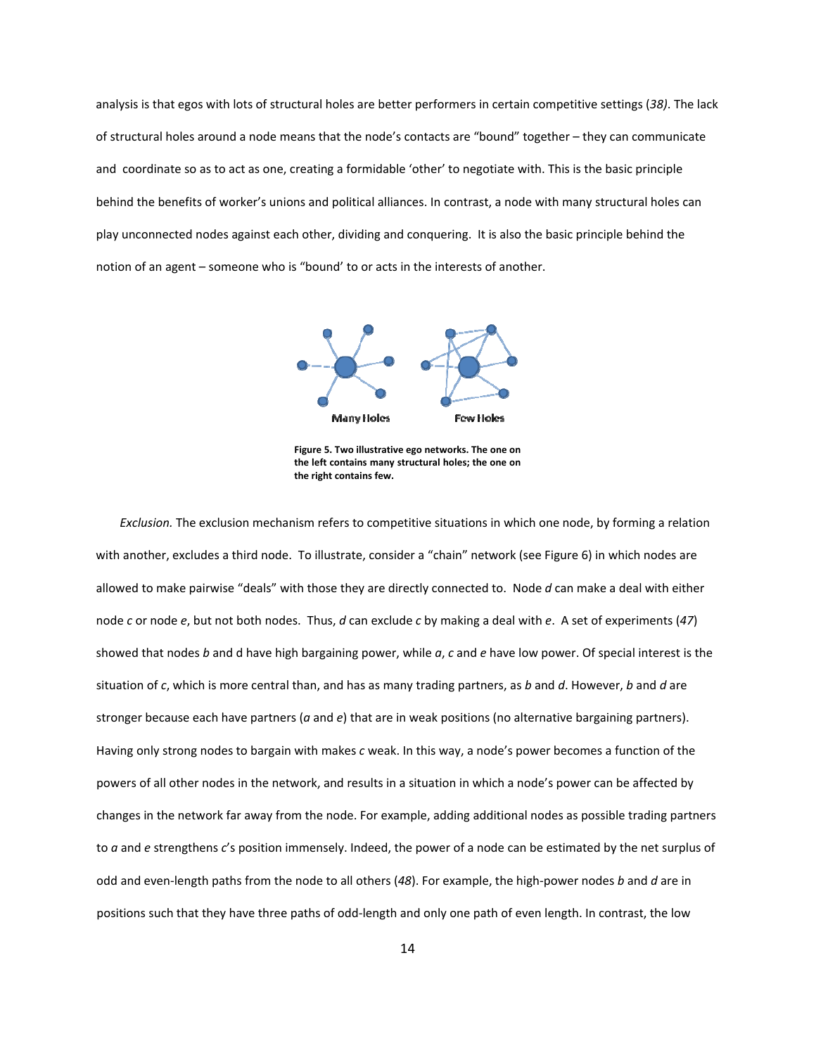analysis is that egos with lots of structural holes are better performers in certain competitive settings (*38)*. The lack of structural holes around a node means that the node's contacts are "bound" together – they can communicate and coordinate so as to act as one, creating a formidable 'other' to negotiate with. This is the basic principle behind the benefits of worker's unions and political alliances. In contrast, a node with many structural holes can play unconnected nodes against each other, dividing and conquering. It is also the basic principle behind the notion of an agent – someone who is "bound' to or acts in the interests of another.

Many Holes    Few Holes

**Figure 5. Two illustrative ego networks. The one on the left contains many structural holes; the one on the right contains few.**

*Exclusion.* The exclusion mechanism refers to competitive situations in which one node, by forming a relation with another, excludes a third node. To illustrate, consider a "chain" network (see Figure 6) in which nodes are allowed to make pairwise "deals" with those they are directly connected to. Node *d* can make a deal with either node *c* or node *e*, but not both nodes. Thus, *d* can exclude *c* by making a deal with *e*. A set of experiments (*47*) showed that nodes *b* and d have high bargaining power, while *a*, *c* and *e* have low power. Of special interest is the situation of *c*, which is more central than, and has as many trading partners, as *b* and *d*. However, *b* and *d* are stronger because each have partners (*a* and *e*) that are in weak positions (no alternative bargaining partners). Having only strong nodes to bargain with makes *c* weak. In this way, a node's power becomes a function of the powers of all other nodes in the network, and results in a situation in which a node's power can be affected by changes in the network far away from the node. For example, adding additional nodes as possible trading partners to *a* and *e* strengthens *c*'s position immensely. Indeed, the power of a node can be estimated by the net surplus of odd and even-length paths from the node to all others (*48*). For example, the high-power nodes *b* and *d* are in positions such that they have three paths of odd-length and only one path of even length. In contrast, the low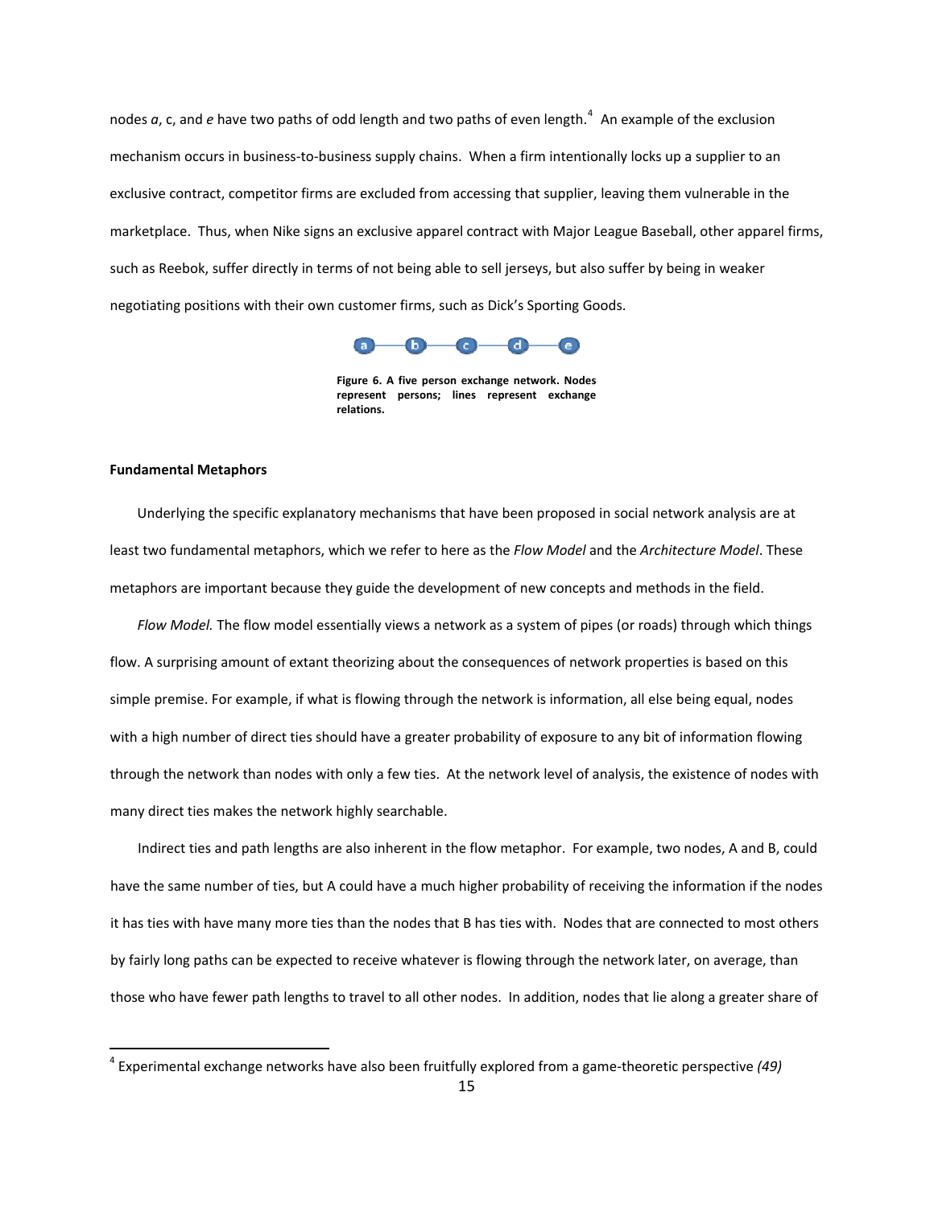nodes *a*, c, and *e* have two paths of odd length and two paths of even length.[4] An example of the exclusion mechanism occurs in business-to-business supply chains. When a firm intentionally locks up a supplier to an exclusive contract, competitor firms are excluded from accessing that supplier, leaving them vulnerable in the marketplace. Thus, when Nike signs an exclusive apparel contract with Major League Baseball, other apparel firms, such as Reebok, suffer directly in terms of not being able to sell jerseys, but also suffer by being in weaker negotiating positions with their own customer firms, such as Dick's Sporting Goods.

a — b — c — d — e

**Figure 6. A five person exchange network. Nodes represent persons; lines represent exchange relations.**

**Fundamental Metaphors**

Underlying the specific explanatory mechanisms that have been proposed in social network analysis are at least two fundamental metaphors, which we refer to here as the *Flow Model* and the *Architecture Model*. These metaphors are important because they guide the development of new concepts and methods in the field.

*Flow Model.* The flow model essentially views a network as a system of pipes (or roads) through which things flow. A surprising amount of extant theorizing about the consequences of network properties is based on this simple premise. For example, if what is flowing through the network is information, all else being equal, nodes with a high number of direct ties should have a greater probability of exposure to any bit of information flowing through the network than nodes with only a few ties. At the network level of analysis, the existence of nodes with many direct ties makes the network highly searchable.

Indirect ties and path lengths are also inherent in the flow metaphor. For example, two nodes, A and B, could have the same number of ties, but A could have a much higher probability of receiving the information if the nodes it has ties with have many more ties than the nodes that B has ties with. Nodes that are connected to most others by fairly long paths can be expected to receive whatever is flowing through the network later, on average, than those who have fewer path lengths to travel to all other nodes. In addition, nodes that lie along a greater share of

[4] Experimental exchange networks have also been fruitfully explored from a game-theoretic perspective *(49)*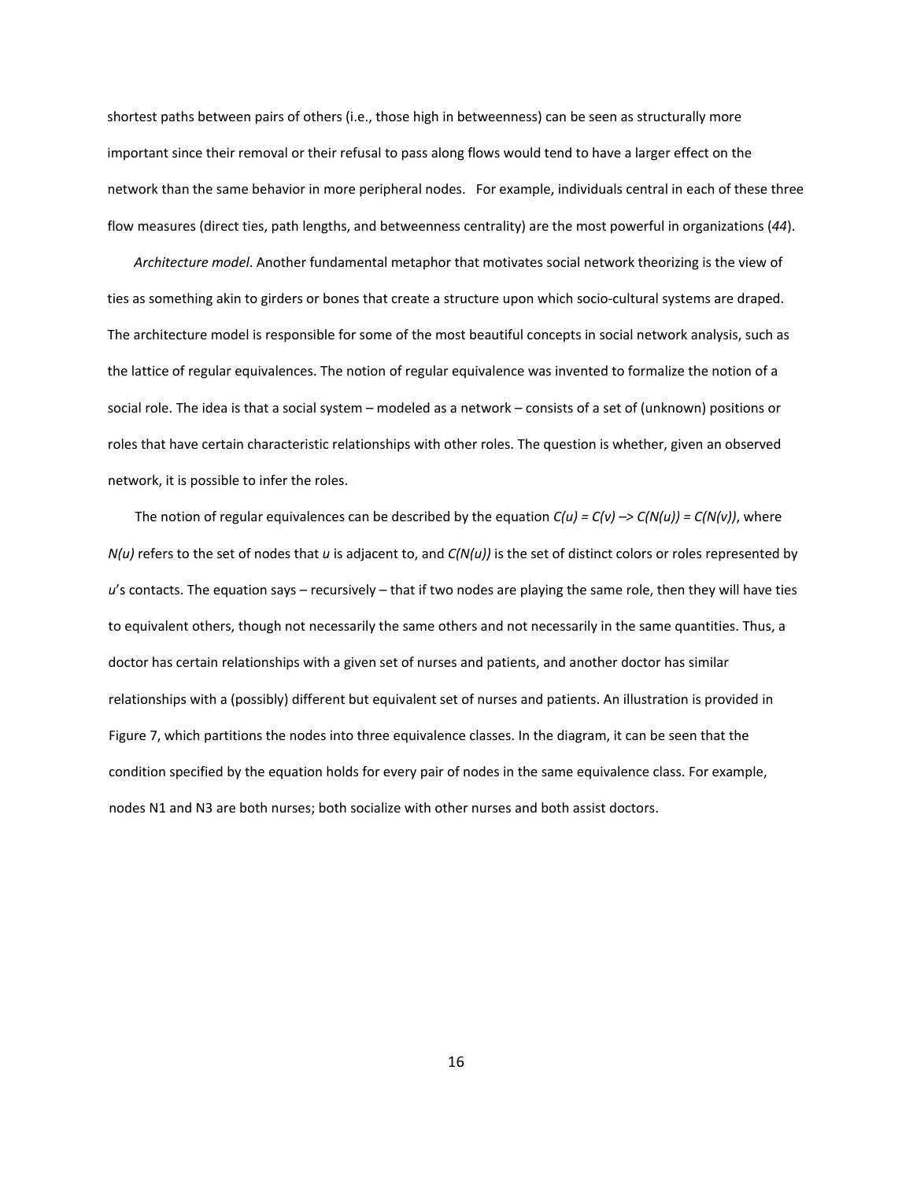shortest paths between pairs of others (i.e., those high in betweenness) can be seen as structurally more important since their removal or their refusal to pass along flows would tend to have a larger effect on the network than the same behavior in more peripheral nodes. For example, individuals central in each of these three flow measures (direct ties, path lengths, and betweenness centrality) are the most powerful in organizations (*44*).

*Architecture model*. Another fundamental metaphor that motivates social network theorizing is the view of ties as something akin to girders or bones that create a structure upon which socio-cultural systems are draped. The architecture model is responsible for some of the most beautiful concepts in social network analysis, such as the lattice of regular equivalences. The notion of regular equivalence was invented to formalize the notion of a social role. The idea is that a social system – modeled as a network – consists of a set of (unknown) positions or roles that have certain characteristic relationships with other roles. The question is whether, given an observed network, it is possible to infer the roles.

The notion of regular equivalences can be described by the equation $C(u) = C(v) \rightarrow C(N(u)) = C(N(v))$, where $N(u)$ refers to the set of nodes that $u$ is adjacent to, and $C(N(u))$ is the set of distinct colors or roles represented by $u$'s contacts. The equation says – recursively – that if two nodes are playing the same role, then they will have ties to equivalent others, though not necessarily the same others and not necessarily in the same quantities. Thus, a doctor has certain relationships with a given set of nurses and patients, and another doctor has similar relationships with a (possibly) different but equivalent set of nurses and patients. An illustration is provided in Figure 7, which partitions the nodes into three equivalence classes. In the diagram, it can be seen that the condition specified by the equation holds for every pair of nodes in the same equivalence class. For example, nodes N1 and N3 are both nurses; both socialize with other nurses and both assist doctors.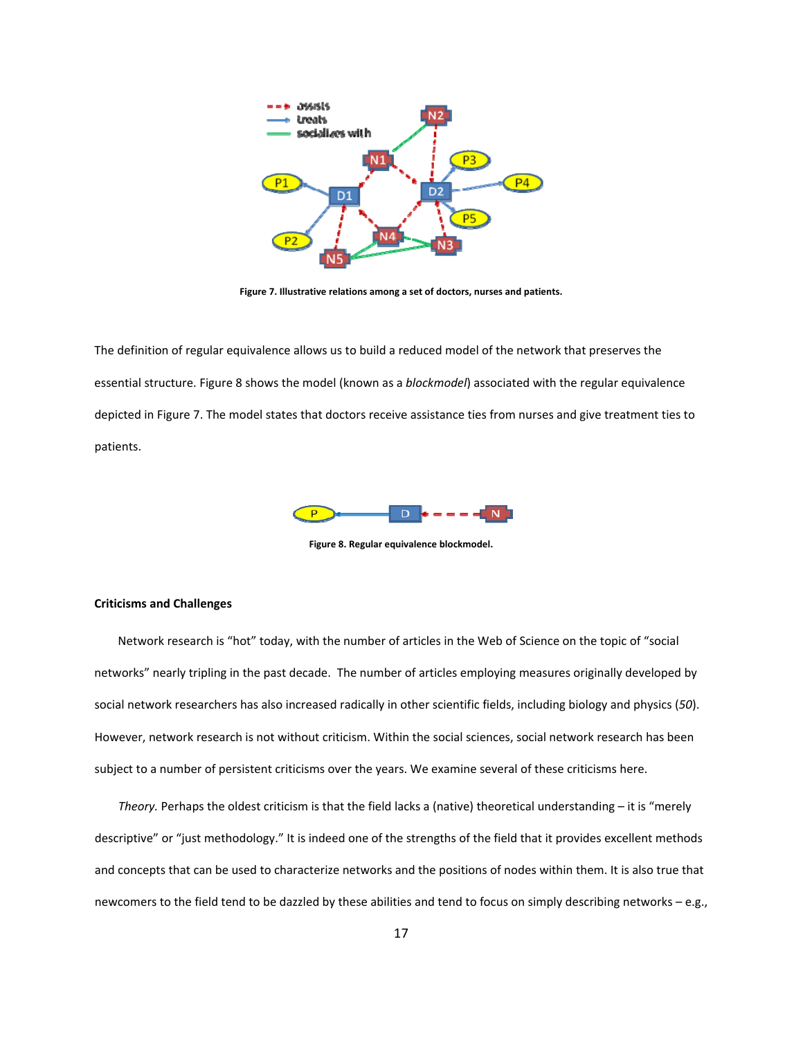Figure 7. Illustrative relations among a set of doctors, nurses and patients.

The definition of regular equivalence allows us to build a reduced model of the network that preserves the essential structure. Figure 8 shows the model (known as a *blockmodel*) associated with the regular equivalence depicted in Figure 7. The model states that doctors receive assistance ties from nurses and give treatment ties to patients.

Figure 8. Regular equivalence blockmodel.

**Criticisms and Challenges**

Network research is "hot" today, with the number of articles in the Web of Science on the topic of "social networks" nearly tripling in the past decade. The number of articles employing measures originally developed by social network researchers has also increased radically in other scientific fields, including biology and physics (*50*). However, network research is not without criticism. Within the social sciences, social network research has been subject to a number of persistent criticisms over the years. We examine several of these criticisms here.

*Theory.* Perhaps the oldest criticism is that the field lacks a (native) theoretical understanding – it is "merely descriptive" or "just methodology." It is indeed one of the strengths of the field that it provides excellent methods and concepts that can be used to characterize networks and the positions of nodes within them. It is also true that newcomers to the field tend to be dazzled by these abilities and tend to focus on simply describing networks – e.g.,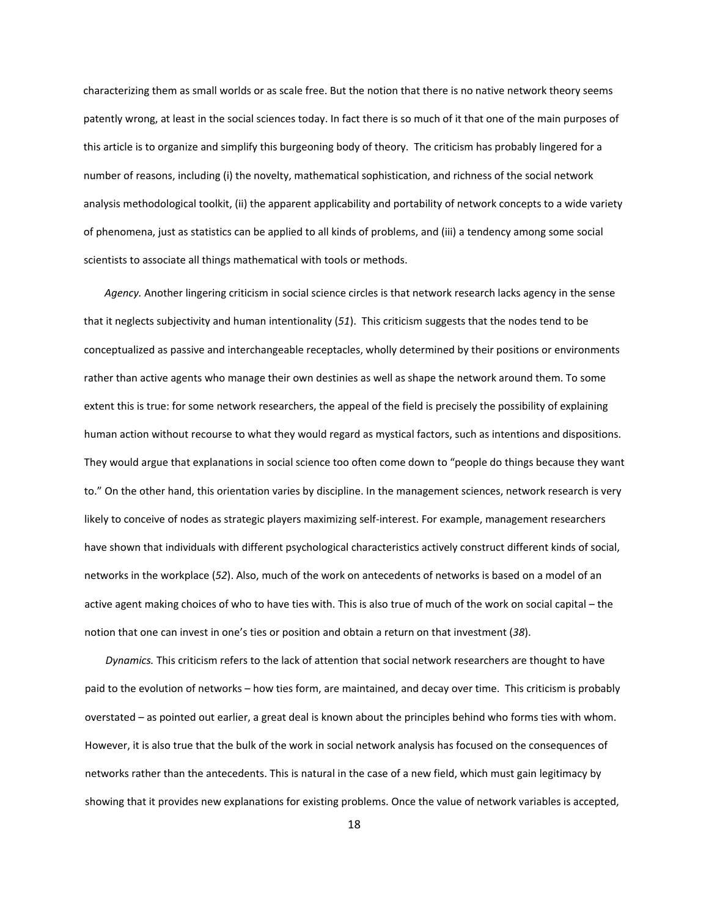characterizing them as small worlds or as scale free. But the notion that there is no native network theory seems patently wrong, at least in the social sciences today. In fact there is so much of it that one of the main purposes of this article is to organize and simplify this burgeoning body of theory. The criticism has probably lingered for a number of reasons, including (i) the novelty, mathematical sophistication, and richness of the social network analysis methodological toolkit, (ii) the apparent applicability and portability of network concepts to a wide variety of phenomena, just as statistics can be applied to all kinds of problems, and (iii) a tendency among some social scientists to associate all things mathematical with tools or methods.

*Agency.* Another lingering criticism in social science circles is that network research lacks agency in the sense that it neglects subjectivity and human intentionality (*51*). This criticism suggests that the nodes tend to be conceptualized as passive and interchangeable receptacles, wholly determined by their positions or environments rather than active agents who manage their own destinies as well as shape the network around them. To some extent this is true: for some network researchers, the appeal of the field is precisely the possibility of explaining human action without recourse to what they would regard as mystical factors, such as intentions and dispositions. They would argue that explanations in social science too often come down to "people do things because they want to." On the other hand, this orientation varies by discipline. In the management sciences, network research is very likely to conceive of nodes as strategic players maximizing self-interest. For example, management researchers have shown that individuals with different psychological characteristics actively construct different kinds of social, networks in the workplace (*52*). Also, much of the work on antecedents of networks is based on a model of an active agent making choices of who to have ties with. This is also true of much of the work on social capital – the notion that one can invest in one's ties or position and obtain a return on that investment (*38*).

*Dynamics.* This criticism refers to the lack of attention that social network researchers are thought to have paid to the evolution of networks – how ties form, are maintained, and decay over time. This criticism is probably overstated – as pointed out earlier, a great deal is known about the principles behind who forms ties with whom. However, it is also true that the bulk of the work in social network analysis has focused on the consequences of networks rather than the antecedents. This is natural in the case of a new field, which must gain legitimacy by showing that it provides new explanations for existing problems. Once the value of network variables is accepted,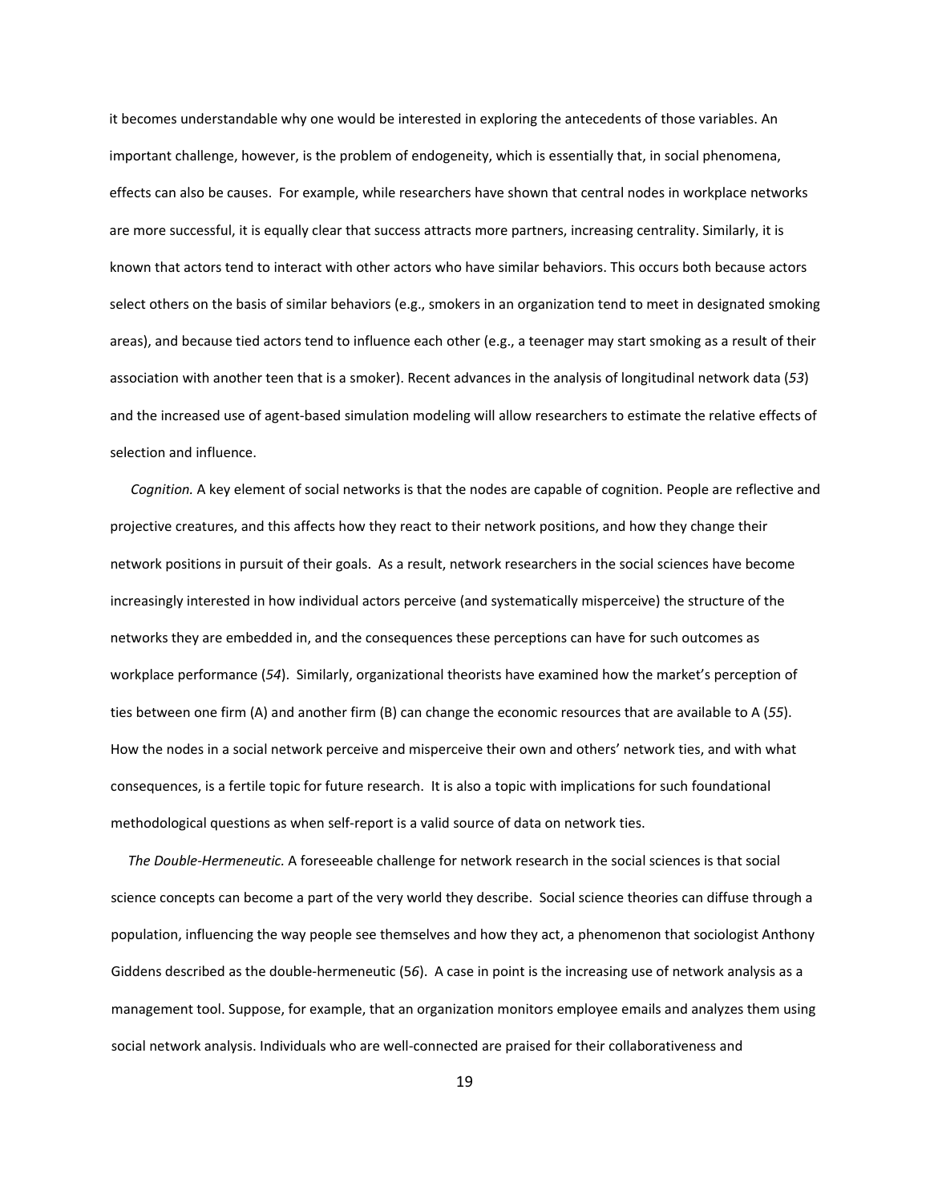it becomes understandable why one would be interested in exploring the antecedents of those variables. An important challenge, however, is the problem of endogeneity, which is essentially that, in social phenomena, effects can also be causes. For example, while researchers have shown that central nodes in workplace networks are more successful, it is equally clear that success attracts more partners, increasing centrality. Similarly, it is known that actors tend to interact with other actors who have similar behaviors. This occurs both because actors select others on the basis of similar behaviors (e.g., smokers in an organization tend to meet in designated smoking areas), and because tied actors tend to influence each other (e.g., a teenager may start smoking as a result of their association with another teen that is a smoker). Recent advances in the analysis of longitudinal network data (*53*) and the increased use of agent-based simulation modeling will allow researchers to estimate the relative effects of selection and influence.

*Cognition.* A key element of social networks is that the nodes are capable of cognition. People are reflective and projective creatures, and this affects how they react to their network positions, and how they change their network positions in pursuit of their goals. As a result, network researchers in the social sciences have become increasingly interested in how individual actors perceive (and systematically misperceive) the structure of the networks they are embedded in, and the consequences these perceptions can have for such outcomes as workplace performance (*54*). Similarly, organizational theorists have examined how the market's perception of ties between one firm (A) and another firm (B) can change the economic resources that are available to A (*55*). How the nodes in a social network perceive and misperceive their own and others' network ties, and with what consequences, is a fertile topic for future research. It is also a topic with implications for such foundational methodological questions as when self-report is a valid source of data on network ties.

*The Double-Hermeneutic.* A foreseeable challenge for network research in the social sciences is that social science concepts can become a part of the very world they describe. Social science theories can diffuse through a population, influencing the way people see themselves and how they act, a phenomenon that sociologist Anthony Giddens described as the double-hermeneutic (5*6*). A case in point is the increasing use of network analysis as a management tool. Suppose, for example, that an organization monitors employee emails and analyzes them using social network analysis. Individuals who are well-connected are praised for their collaborativeness and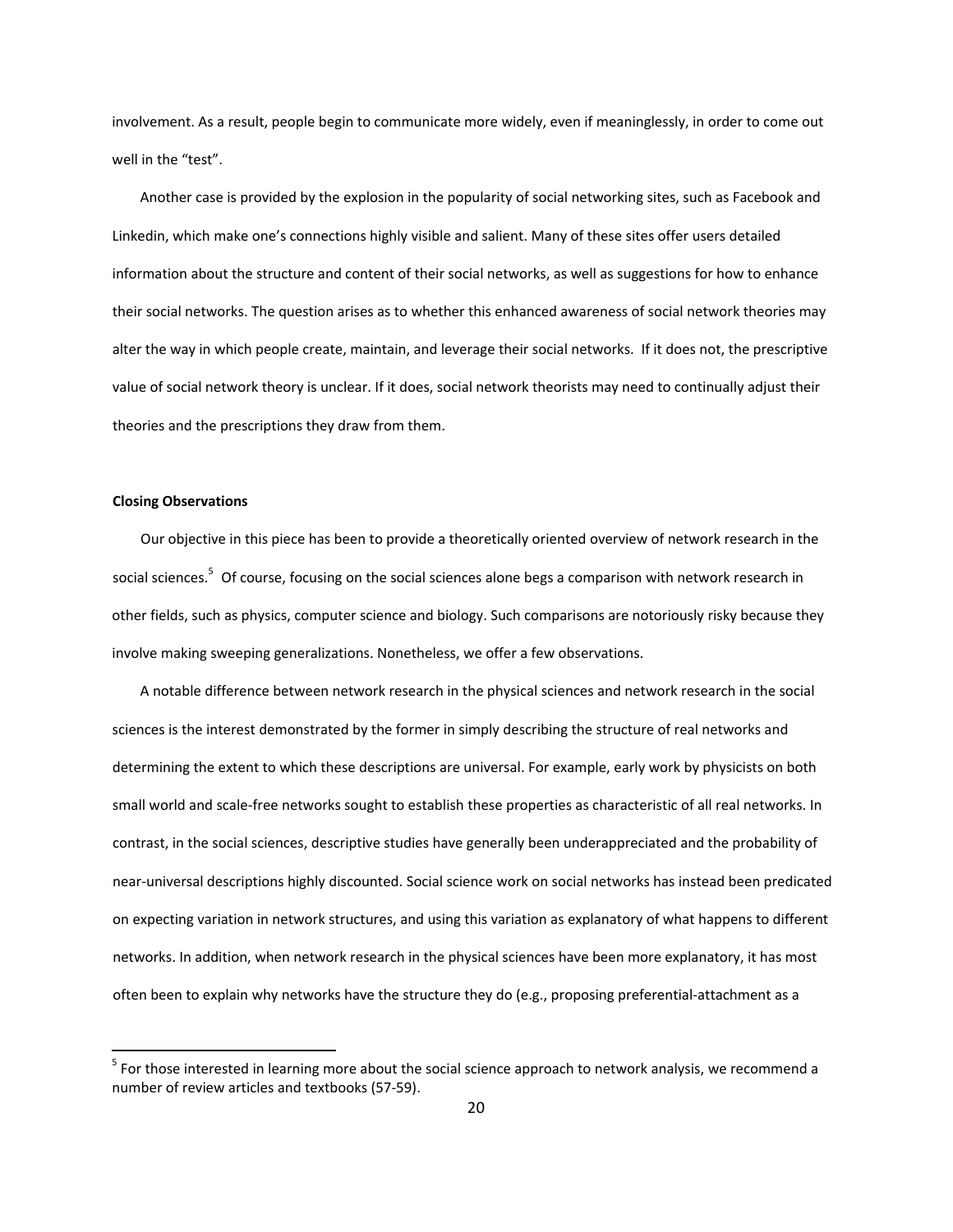involvement. As a result, people begin to communicate more widely, even if meaninglessly, in order to come out well in the "test".

Another case is provided by the explosion in the popularity of social networking sites, such as Facebook and Linkedin, which make one's connections highly visible and salient. Many of these sites offer users detailed information about the structure and content of their social networks, as well as suggestions for how to enhance their social networks. The question arises as to whether this enhanced awareness of social network theories may alter the way in which people create, maintain, and leverage their social networks. If it does not, the prescriptive value of social network theory is unclear. If it does, social network theorists may need to continually adjust their theories and the prescriptions they draw from them.

**Closing Observations**

Our objective in this piece has been to provide a theoretically oriented overview of network research in the social sciences.[5] Of course, focusing on the social sciences alone begs a comparison with network research in other fields, such as physics, computer science and biology. Such comparisons are notoriously risky because they involve making sweeping generalizations. Nonetheless, we offer a few observations.

A notable difference between network research in the physical sciences and network research in the social sciences is the interest demonstrated by the former in simply describing the structure of real networks and determining the extent to which these descriptions are universal. For example, early work by physicists on both small world and scale-free networks sought to establish these properties as characteristic of all real networks. In contrast, in the social sciences, descriptive studies have generally been underappreciated and the probability of near-universal descriptions highly discounted. Social science work on social networks has instead been predicated on expecting variation in network structures, and using this variation as explanatory of what happens to different networks. In addition, when network research in the physical sciences have been more explanatory, it has most often been to explain why networks have the structure they do (e.g., proposing preferential-attachment as a

[5] For those interested in learning more about the social science approach to network analysis, we recommend a number of review articles and textbooks (57-59).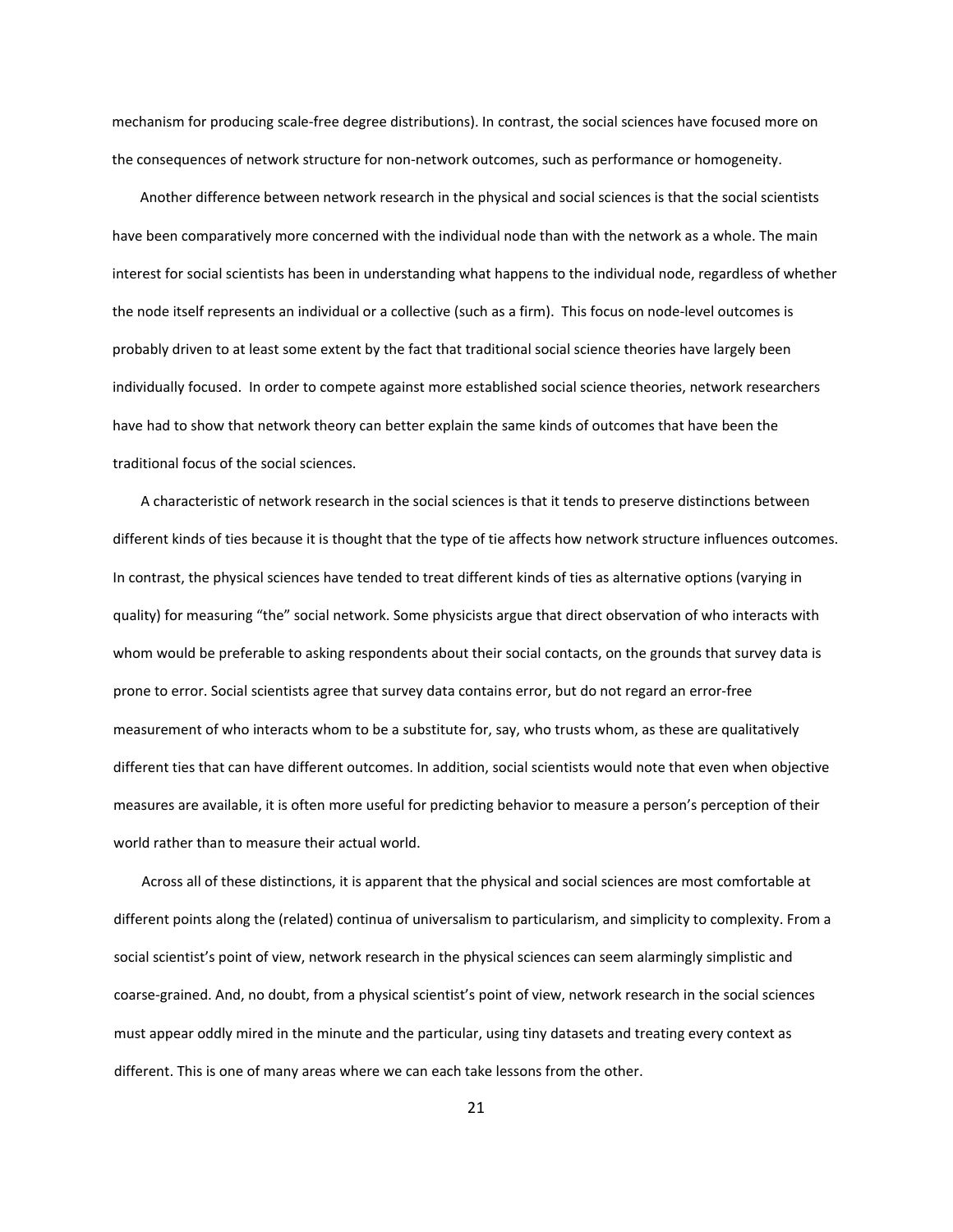mechanism for producing scale-free degree distributions). In contrast, the social sciences have focused more on the consequences of network structure for non-network outcomes, such as performance or homogeneity.

Another difference between network research in the physical and social sciences is that the social scientists have been comparatively more concerned with the individual node than with the network as a whole. The main interest for social scientists has been in understanding what happens to the individual node, regardless of whether the node itself represents an individual or a collective (such as a firm). This focus on node-level outcomes is probably driven to at least some extent by the fact that traditional social science theories have largely been individually focused. In order to compete against more established social science theories, network researchers have had to show that network theory can better explain the same kinds of outcomes that have been the traditional focus of the social sciences.

A characteristic of network research in the social sciences is that it tends to preserve distinctions between different kinds of ties because it is thought that the type of tie affects how network structure influences outcomes. In contrast, the physical sciences have tended to treat different kinds of ties as alternative options (varying in quality) for measuring "the" social network. Some physicists argue that direct observation of who interacts with whom would be preferable to asking respondents about their social contacts, on the grounds that survey data is prone to error. Social scientists agree that survey data contains error, but do not regard an error-free measurement of who interacts whom to be a substitute for, say, who trusts whom, as these are qualitatively different ties that can have different outcomes. In addition, social scientists would note that even when objective measures are available, it is often more useful for predicting behavior to measure a person's perception of their world rather than to measure their actual world.

Across all of these distinctions, it is apparent that the physical and social sciences are most comfortable at different points along the (related) continua of universalism to particularism, and simplicity to complexity. From a social scientist's point of view, network research in the physical sciences can seem alarmingly simplistic and coarse-grained. And, no doubt, from a physical scientist's point of view, network research in the social sciences must appear oddly mired in the minute and the particular, using tiny datasets and treating every context as different. This is one of many areas where we can each take lessons from the other.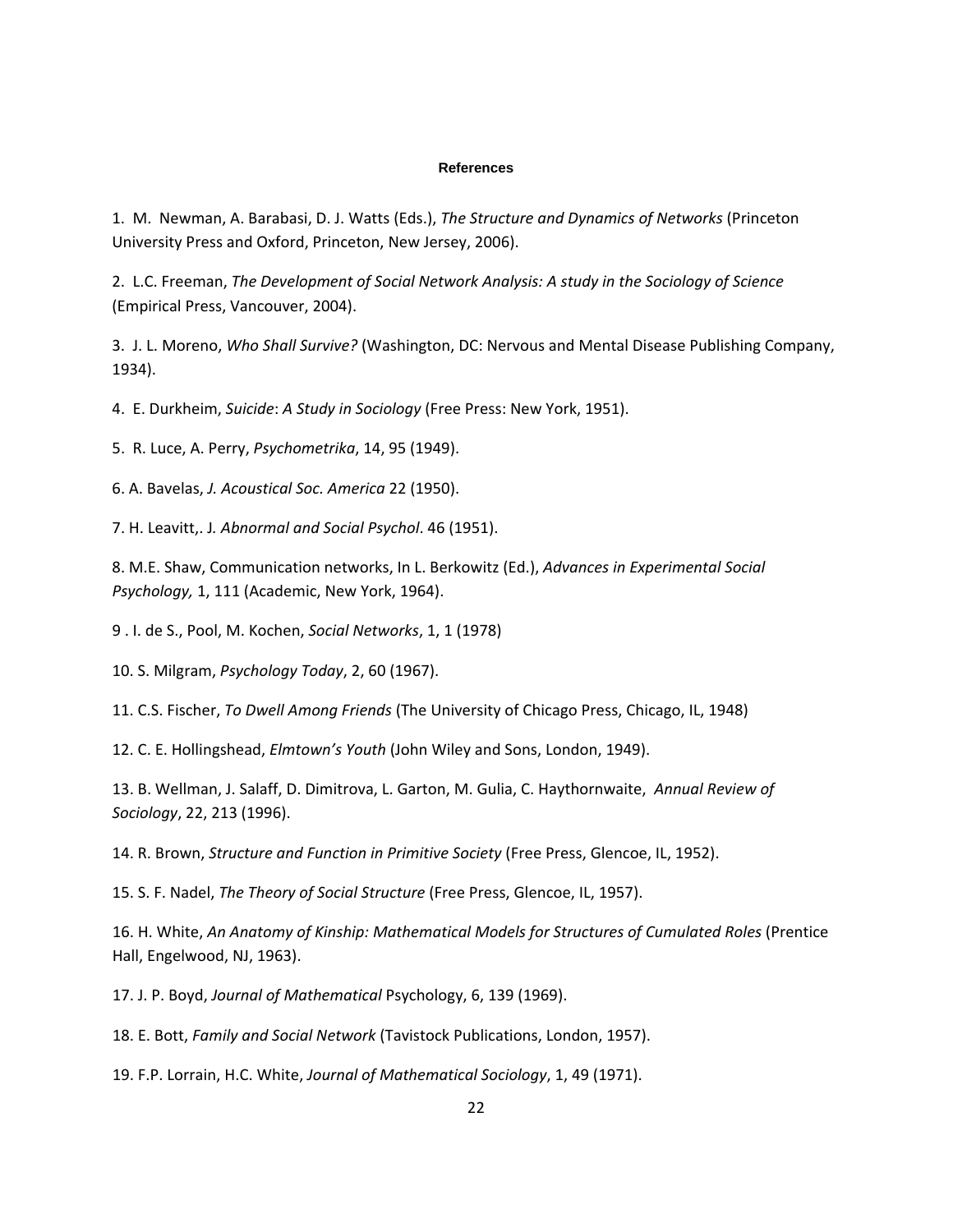# References

1. M. Newman, A. Barabasi, D. J. Watts (Eds.), *The Structure and Dynamics of Networks* (Princeton University Press and Oxford, Princeton, New Jersey, 2006).

2. L.C. Freeman, *The Development of Social Network Analysis: A study in the Sociology of Science* (Empirical Press, Vancouver, 2004).

3. J. L. Moreno, *Who Shall Survive?* (Washington, DC: Nervous and Mental Disease Publishing Company, 1934).

4. E. Durkheim, *Suicide*: *A Study in Sociology* (Free Press: New York, 1951).

5. R. Luce, A. Perry, *Psychometrika*, 14, 95 (1949).

6. A. Bavelas, *J. Acoustical Soc. America* 22 (1950).

7. H. Leavitt,. J*. Abnormal and Social Psychol*. 46 (1951).

8. M.E. Shaw, Communication networks, In L. Berkowitz (Ed.), *Advances in Experimental Social Psychology,* 1, 111 (Academic, New York, 1964).

9 . I. de S., Pool, M. Kochen, *Social Networks*, 1, 1 (1978)

10. S. Milgram, *Psychology Today*, 2, 60 (1967).

11. C.S. Fischer, *To Dwell Among Friends* (The University of Chicago Press, Chicago, IL, 1948)

12. C. E. Hollingshead, *Elmtown's Youth* (John Wiley and Sons, London, 1949).

13. B. Wellman, J. Salaff, D. Dimitrova, L. Garton, M. Gulia, C. Haythornwaite, *Annual Review of Sociology*, 22, 213 (1996).

14. R. Brown, *Structure and Function in Primitive Society* (Free Press, Glencoe, IL, 1952).

15. S. F. Nadel, *The Theory of Social Structure* (Free Press, Glencoe, IL, 1957).

16. H. White, *An Anatomy of Kinship: Mathematical Models for Structures of Cumulated Roles* (Prentice Hall, Engelwood, NJ, 1963).

17. J. P. Boyd, *Journal of Mathematical* Psychology, 6, 139 (1969).

18. E. Bott, *Family and Social Network* (Tavistock Publications, London, 1957).

19. F.P. Lorrain, H.C. White, *Journal of Mathematical Sociology*, 1, 49 (1971).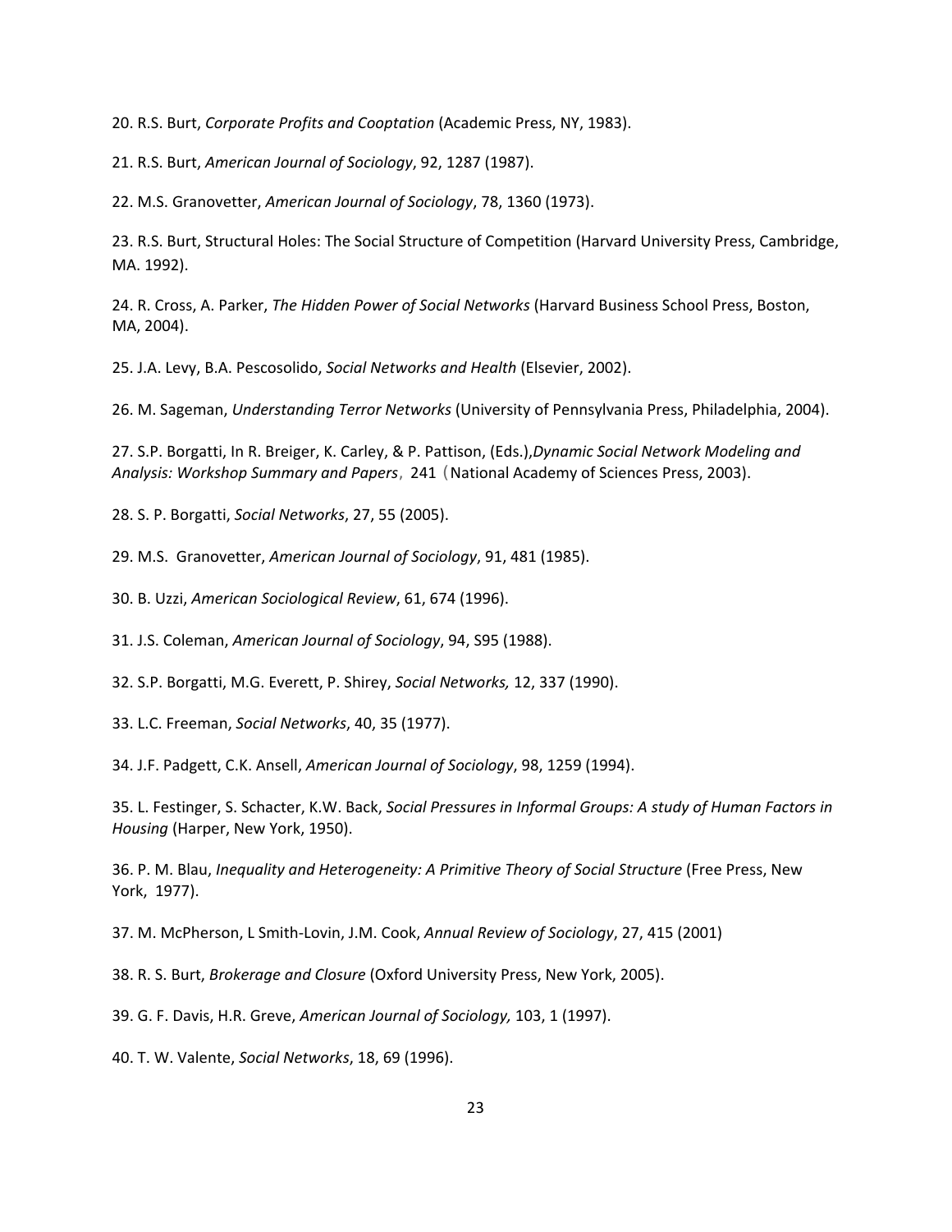20. R.S. Burt, *Corporate Profits and Cooptation* (Academic Press, NY, 1983).

21. R.S. Burt, *American Journal of Sociology*, 92, 1287 (1987).

22. M.S. Granovetter, *American Journal of Sociology*, 78, 1360 (1973).

23. R.S. Burt, Structural Holes: The Social Structure of Competition (Harvard University Press, Cambridge, MA. 1992).

24. R. Cross, A. Parker, *The Hidden Power of Social Networks* (Harvard Business School Press, Boston, MA, 2004).

25. J.A. Levy, B.A. Pescosolido, *Social Networks and Health* (Elsevier, 2002).

26. M. Sageman, *Understanding Terror Networks* (University of Pennsylvania Press, Philadelphia, 2004).

27. S.P. Borgatti, In R. Breiger, K. Carley, & P. Pattison, (Eds.),*Dynamic Social Network Modeling and Analysis: Workshop Summary and Papers*, 241 (National Academy of Sciences Press, 2003).

28. S. P. Borgatti, *Social Networks*, 27, 55 (2005).

29. M.S. Granovetter, *American Journal of Sociology*, 91, 481 (1985).

30. B. Uzzi, *American Sociological Review*, 61, 674 (1996).

31. J.S. Coleman, *American Journal of Sociology*, 94, S95 (1988).

32. S.P. Borgatti, M.G. Everett, P. Shirey, *Social Networks,* 12, 337 (1990).

33. L.C. Freeman, *Social Networks*, 40, 35 (1977).

34. J.F. Padgett, C.K. Ansell, *American Journal of Sociology*, 98, 1259 (1994).

35. L. Festinger, S. Schacter, K.W. Back, *Social Pressures in Informal Groups: A study of Human Factors in Housing* (Harper, New York, 1950).

36. P. M. Blau, *Inequality and Heterogeneity: A Primitive Theory of Social Structure* (Free Press, New York, 1977).

37. M. McPherson, L Smith-Lovin, J.M. Cook, *Annual Review of Sociology*, 27, 415 (2001)

38. R. S. Burt, *Brokerage and Closure* (Oxford University Press, New York, 2005).

39. G. F. Davis, H.R. Greve, *American Journal of Sociology,* 103, 1 (1997).

40. T. W. Valente, *Social Networks*, 18, 69 (1996).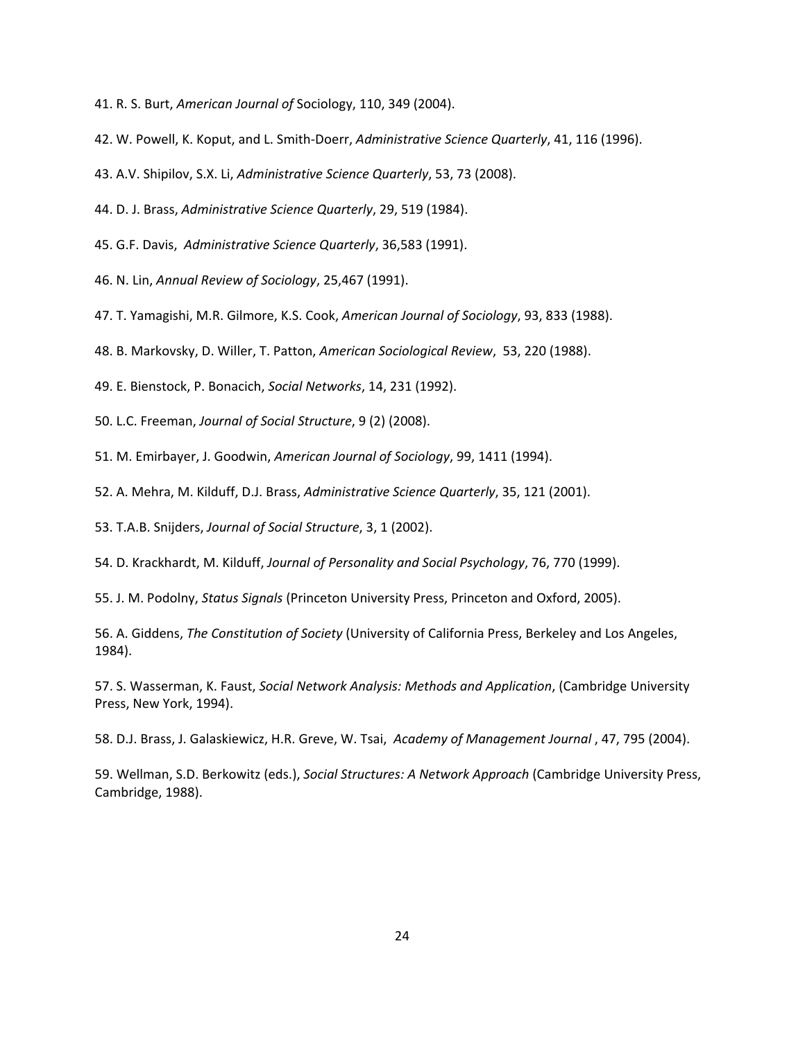41. R. S. Burt, *American Journal of* Sociology, 110, 349 (2004).

42. W. Powell, K. Koput, and L. Smith-Doerr, *Administrative Science Quarterly*, 41, 116 (1996).

43. A.V. Shipilov, S.X. Li, *Administrative Science Quarterly*, 53, 73 (2008).

44. D. J. Brass, *Administrative Science Quarterly*, 29, 519 (1984).

45. G.F. Davis, *Administrative Science Quarterly*, 36,583 (1991).

46. N. Lin, *Annual Review of Sociology*, 25,467 (1991).

47. T. Yamagishi, M.R. Gilmore, K.S. Cook, *American Journal of Sociology*, 93, 833 (1988).

48. B. Markovsky, D. Willer, T. Patton, *American Sociological Review*, 53, 220 (1988).

49. E. Bienstock, P. Bonacich, *Social Networks*, 14, 231 (1992).

50. L.C. Freeman, *Journal of Social Structure*, 9 (2) (2008).

51. M. Emirbayer, J. Goodwin, *American Journal of Sociology*, 99, 1411 (1994).

52. A. Mehra, M. Kilduff, D.J. Brass, *Administrative Science Quarterly*, 35, 121 (2001).

53. T.A.B. Snijders, *Journal of Social Structure*, 3, 1 (2002).

54. D. Krackhardt, M. Kilduff, *Journal of Personality and Social Psychology*, 76, 770 (1999).

55. J. M. Podolny, *Status Signals* (Princeton University Press, Princeton and Oxford, 2005).

56. A. Giddens, *The Constitution of Society* (University of California Press, Berkeley and Los Angeles, 1984).

57. S. Wasserman, K. Faust, *Social Network Analysis: Methods and Application*, (Cambridge University Press, New York, 1994).

58. D.J. Brass, J. Galaskiewicz, H.R. Greve, W. Tsai, *Academy of Management Journal* , 47, 795 (2004).

59. Wellman, S.D. Berkowitz (eds.), *Social Structures: A Network Approach* (Cambridge University Press, Cambridge, 1988).